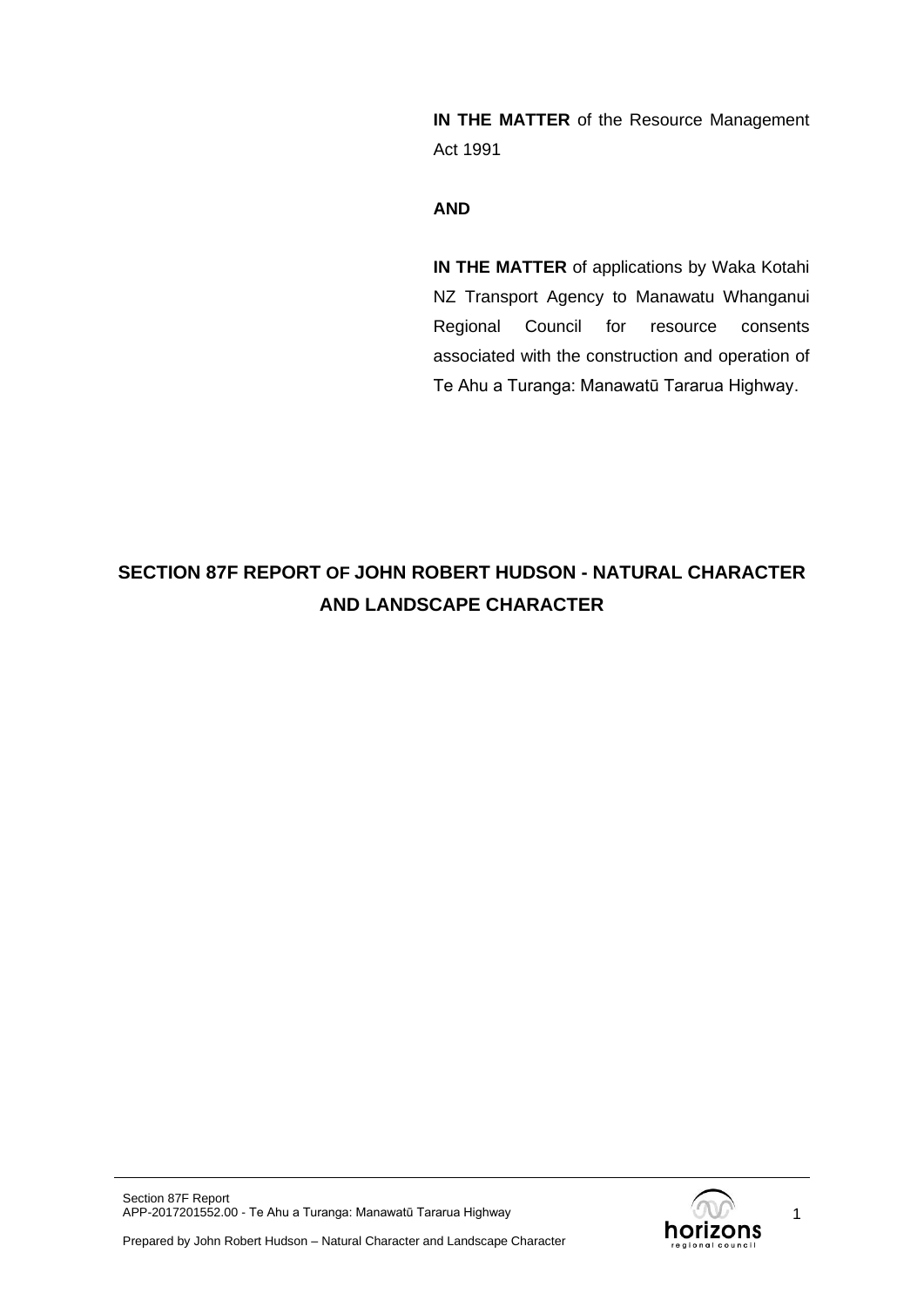**IN THE MATTER** of the Resource Management Act 1991

**AND**

**IN THE MATTER** of applications by Waka Kotahi NZ Transport Agency to Manawatu Whanganui Regional Council for resource consents associated with the construction and operation of Te Ahu a Turanga: Manawatū Tararua Highway.

# SECTION 87F REPORT OF JOHN ROBERT HUDSON - NATURAL CHARACTER AND LANDSCAPE CHARACTER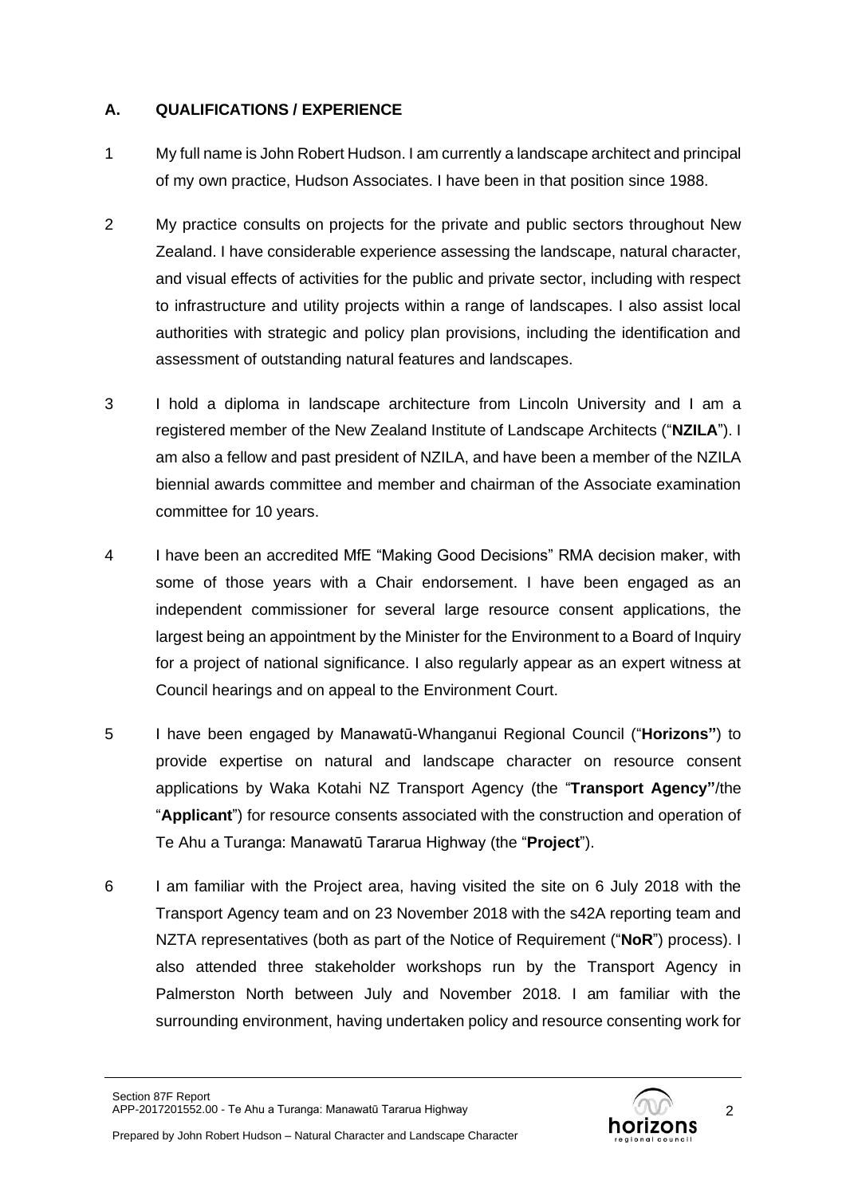## A. QUALIFICATIONS / EXPERIENCE

1 My full name is John Robert Hudson. I am currently a landscape architect and principal of my own practice, Hudson Associates. I have been in that position since 1988.

2 My practice consults on projects for the private and public sectors throughout New Zealand. I have considerable experience assessing the landscape, natural character, and visual effects of activities for the public and private sector, including with respect to infrastructure and utility projects within a range of landscapes. I also assist local authorities with strategic and policy plan provisions, including the identification and assessment of outstanding natural features and landscapes.

3 I hold a diploma in landscape architecture from Lincoln University and I am a registered member of the New Zealand Institute of Landscape Architects ("**NZILA**"). I am also a fellow and past president of NZILA, and have been a member of the NZILA biennial awards committee and member and chairman of the Associate examination committee for 10 years.

4 I have been an accredited MfE "Making Good Decisions" RMA decision maker, with some of those years with a Chair endorsement. I have been engaged as an independent commissioner for several large resource consent applications, the largest being an appointment by the Minister for the Environment to a Board of Inquiry for a project of national significance. I also regularly appear as an expert witness at Council hearings and on appeal to the Environment Court.

5 I have been engaged by Manawatū-Whanganui Regional Council ("**Horizons"**) to provide expertise on natural and landscape character on resource consent applications by Waka Kotahi NZ Transport Agency (the "**Transport Agency"**/the "**Applicant**") for resource consents associated with the construction and operation of Te Ahu a Turanga: Manawatū Tararua Highway (the "**Project**").

6 I am familiar with the Project area, having visited the site on 6 July 2018 with the Transport Agency team and on 23 November 2018 with the s42A reporting team and NZTA representatives (both as part of the Notice of Requirement ("**NoR**") process). I also attended three stakeholder workshops run by the Transport Agency in Palmerston North between July and November 2018. I am familiar with the surrounding environment, having undertaken policy and resource consenting work for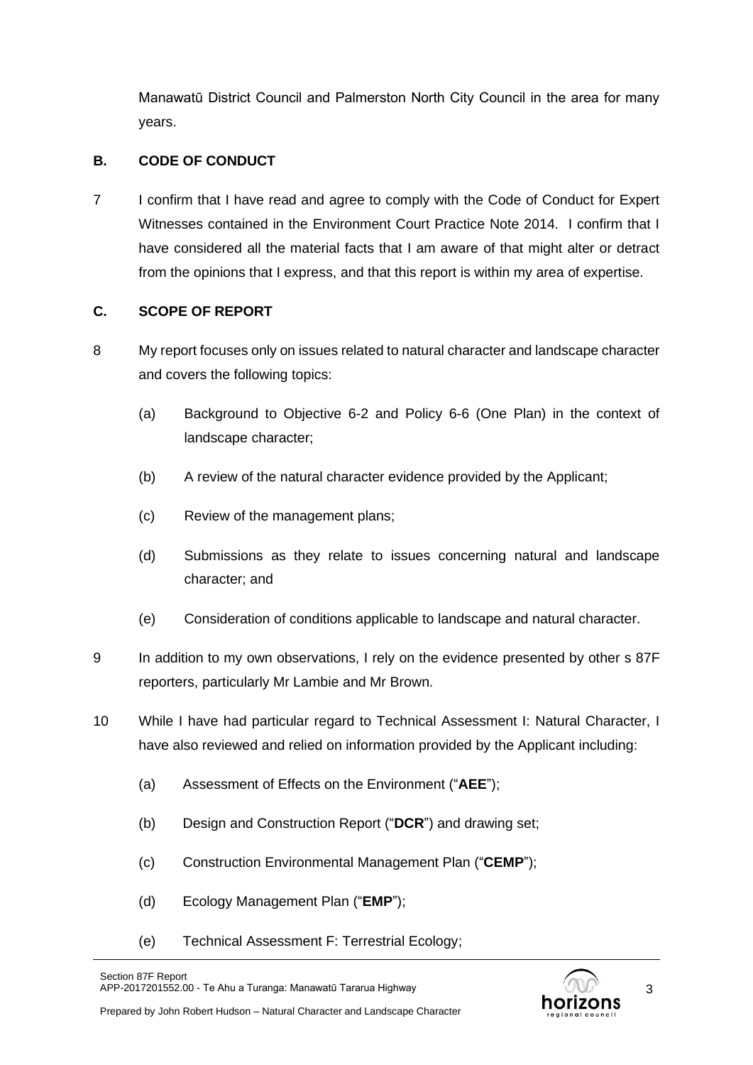Manawatū District Council and Palmerston North City Council in the area for many years.

## B. CODE OF CONDUCT

7 I confirm that I have read and agree to comply with the Code of Conduct for Expert Witnesses contained in the Environment Court Practice Note 2014. I confirm that I have considered all the material facts that I am aware of that might alter or detract from the opinions that I express, and that this report is within my area of expertise.

## C. SCOPE OF REPORT

8 My report focuses only on issues related to natural character and landscape character and covers the following topics:

- (a) Background to Objective 6-2 and Policy 6-6 (One Plan) in the context of landscape character;
- (b) A review of the natural character evidence provided by the Applicant;
- (c) Review of the management plans;
- (d) Submissions as they relate to issues concerning natural and landscape character; and
- (e) Consideration of conditions applicable to landscape and natural character.

9 In addition to my own observations, I rely on the evidence presented by other s 87F reporters, particularly Mr Lambie and Mr Brown.

10 While I have had particular regard to Technical Assessment I: Natural Character, I have also reviewed and relied on information provided by the Applicant including:

- (a) Assessment of Effects on the Environment ("**AEE**");
- (b) Design and Construction Report ("**DCR**") and drawing set;
- (c) Construction Environmental Management Plan ("**CEMP**");
- (d) Ecology Management Plan ("**EMP**");
- (e) Technical Assessment F: Terrestrial Ecology;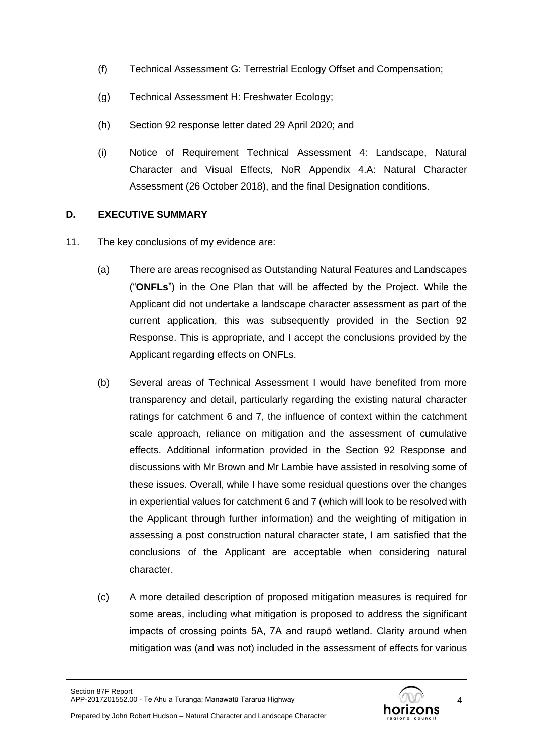(f) Technical Assessment G: Terrestrial Ecology Offset and Compensation;

(g) Technical Assessment H: Freshwater Ecology;

(h) Section 92 response letter dated 29 April 2020; and

(i) Notice of Requirement Technical Assessment 4: Landscape, Natural Character and Visual Effects, NoR Appendix 4.A: Natural Character Assessment (26 October 2018), and the final Designation conditions.

## D. EXECUTIVE SUMMARY

11. The key conclusions of my evidence are:

   (a) There are areas recognised as Outstanding Natural Features and Landscapes ("**ONFLs**") in the One Plan that will be affected by the Project. While the Applicant did not undertake a landscape character assessment as part of the current application, this was subsequently provided in the Section 92 Response. This is appropriate, and I accept the conclusions provided by the Applicant regarding effects on ONFLs.

   (b) Several areas of Technical Assessment I would have benefited from more transparency and detail, particularly regarding the existing natural character ratings for catchment 6 and 7, the influence of context within the catchment scale approach, reliance on mitigation and the assessment of cumulative effects. Additional information provided in the Section 92 Response and discussions with Mr Brown and Mr Lambie have assisted in resolving some of these issues. Overall, while I have some residual questions over the changes in experiential values for catchment 6 and 7 (which will look to be resolved with the Applicant through further information) and the weighting of mitigation in assessing a post construction natural character state, I am satisfied that the conclusions of the Applicant are acceptable when considering natural character.

   (c) A more detailed description of proposed mitigation measures is required for some areas, including what mitigation is proposed to address the significant impacts of crossing points 5A, 7A and raupō wetland. Clarity around when mitigation was (and was not) included in the assessment of effects for various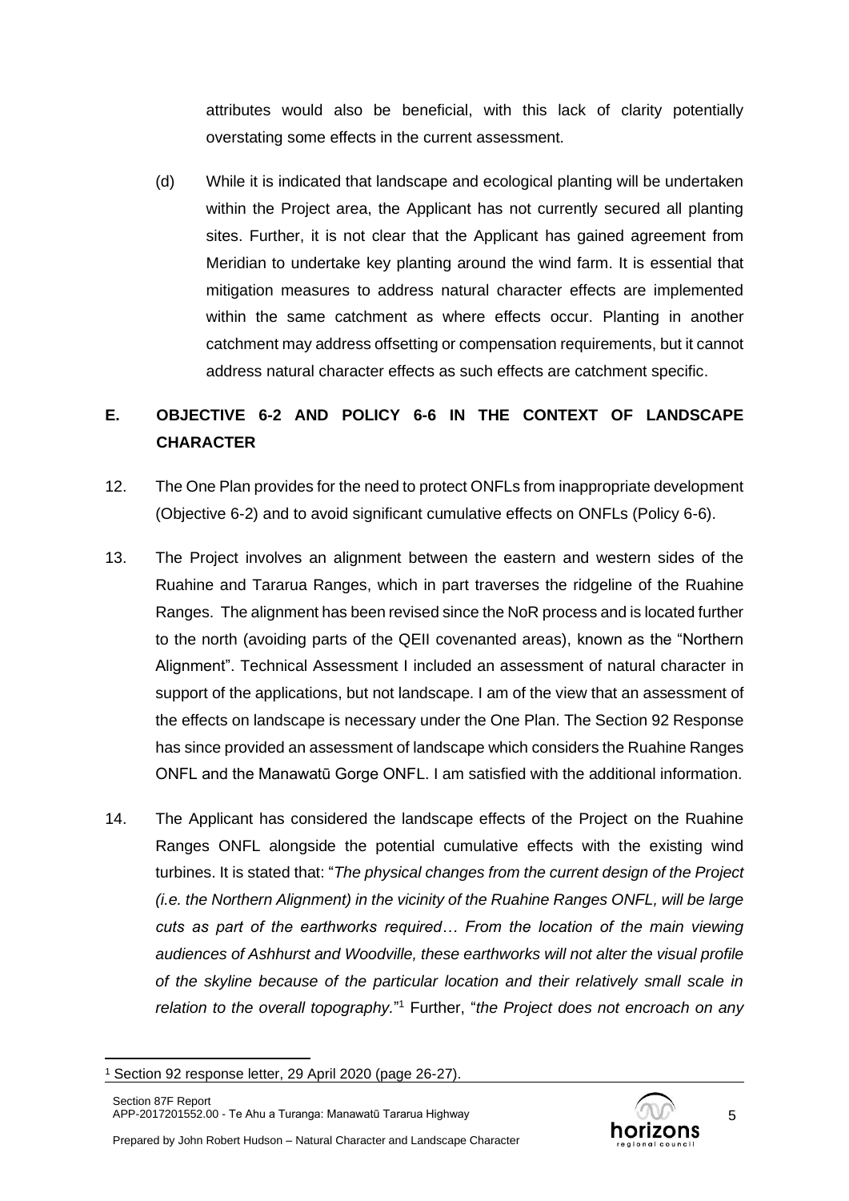attributes would also be beneficial, with this lack of clarity potentially overstating some effects in the current assessment.

(d) While it is indicated that landscape and ecological planting will be undertaken within the Project area, the Applicant has not currently secured all planting sites. Further, it is not clear that the Applicant has gained agreement from Meridian to undertake key planting around the wind farm. It is essential that mitigation measures to address natural character effects are implemented within the same catchment as where effects occur. Planting in another catchment may address offsetting or compensation requirements, but it cannot address natural character effects as such effects are catchment specific.

## E. OBJECTIVE 6-2 AND POLICY 6-6 IN THE CONTEXT OF LANDSCAPE CHARACTER

12. The One Plan provides for the need to protect ONFLs from inappropriate development (Objective 6-2) and to avoid significant cumulative effects on ONFLs (Policy 6-6).

13. The Project involves an alignment between the eastern and western sides of the Ruahine and Tararua Ranges, which in part traverses the ridgeline of the Ruahine Ranges. The alignment has been revised since the NoR process and is located further to the north (avoiding parts of the QEII covenanted areas), known as the "Northern Alignment". Technical Assessment I included an assessment of natural character in support of the applications, but not landscape. I am of the view that an assessment of the effects on landscape is necessary under the One Plan. The Section 92 Response has since provided an assessment of landscape which considers the Ruahine Ranges ONFL and the Manawatū Gorge ONFL. I am satisfied with the additional information.

14. The Applicant has considered the landscape effects of the Project on the Ruahine Ranges ONFL alongside the potential cumulative effects with the existing wind turbines. It is stated that: "*The physical changes from the current design of the Project (i.e. the Northern Alignment) in the vicinity of the Ruahine Ranges ONFL, will be large cuts as part of the earthworks required… From the location of the main viewing audiences of Ashhurst and Woodville, these earthworks will not alter the visual profile of the skyline because of the particular location and their relatively small scale in relation to the overall topography.*"[1] Further, "*the Project does not encroach on any*

[1] Section 92 response letter, 29 April 2020 (page 26-27).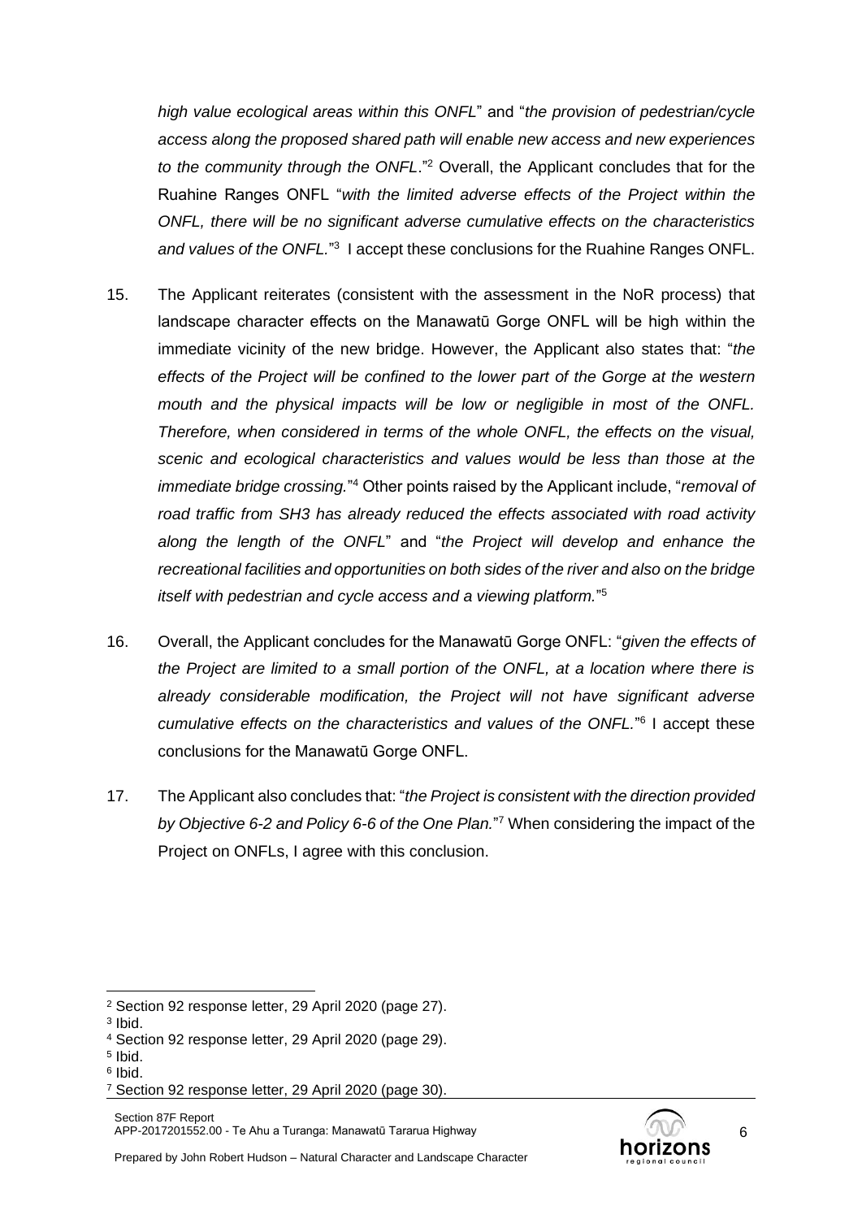*high value ecological areas within this ONFL*" and "*the provision of pedestrian/cycle access along the proposed shared path will enable new access and new experiences to the community through the ONFL*."[2] Overall, the Applicant concludes that for the Ruahine Ranges ONFL "*with the limited adverse effects of the Project within the ONFL, there will be no significant adverse cumulative effects on the characteristics and values of the ONFL.*"[3] I accept these conclusions for the Ruahine Ranges ONFL.

15. The Applicant reiterates (consistent with the assessment in the NoR process) that landscape character effects on the Manawatū Gorge ONFL will be high within the immediate vicinity of the new bridge. However, the Applicant also states that: "*the effects of the Project will be confined to the lower part of the Gorge at the western mouth and the physical impacts will be low or negligible in most of the ONFL. Therefore, when considered in terms of the whole ONFL, the effects on the visual, scenic and ecological characteristics and values would be less than those at the immediate bridge crossing.*"[4] Other points raised by the Applicant include, "*removal of road traffic from SH3 has already reduced the effects associated with road activity along the length of the ONFL*" and "*the Project will develop and enhance the recreational facilities and opportunities on both sides of the river and also on the bridge itself with pedestrian and cycle access and a viewing platform.*"[5]

16. Overall, the Applicant concludes for the Manawatū Gorge ONFL: "*given the effects of the Project are limited to a small portion of the ONFL, at a location where there is already considerable modification, the Project will not have significant adverse cumulative effects on the characteristics and values of the ONFL.*"[6] I accept these conclusions for the Manawatū Gorge ONFL.

17. The Applicant also concludes that: "*the Project is consistent with the direction provided by Objective 6-2 and Policy 6-6 of the One Plan.*"[7] When considering the impact of the Project on ONFLs, I agree with this conclusion.

---

[2] Section 92 response letter, 29 April 2020 (page 27).
[3] Ibid.
[4] Section 92 response letter, 29 April 2020 (page 29).
[5] Ibid.
[6] Ibid.
[7] Section 92 response letter, 29 April 2020 (page 30).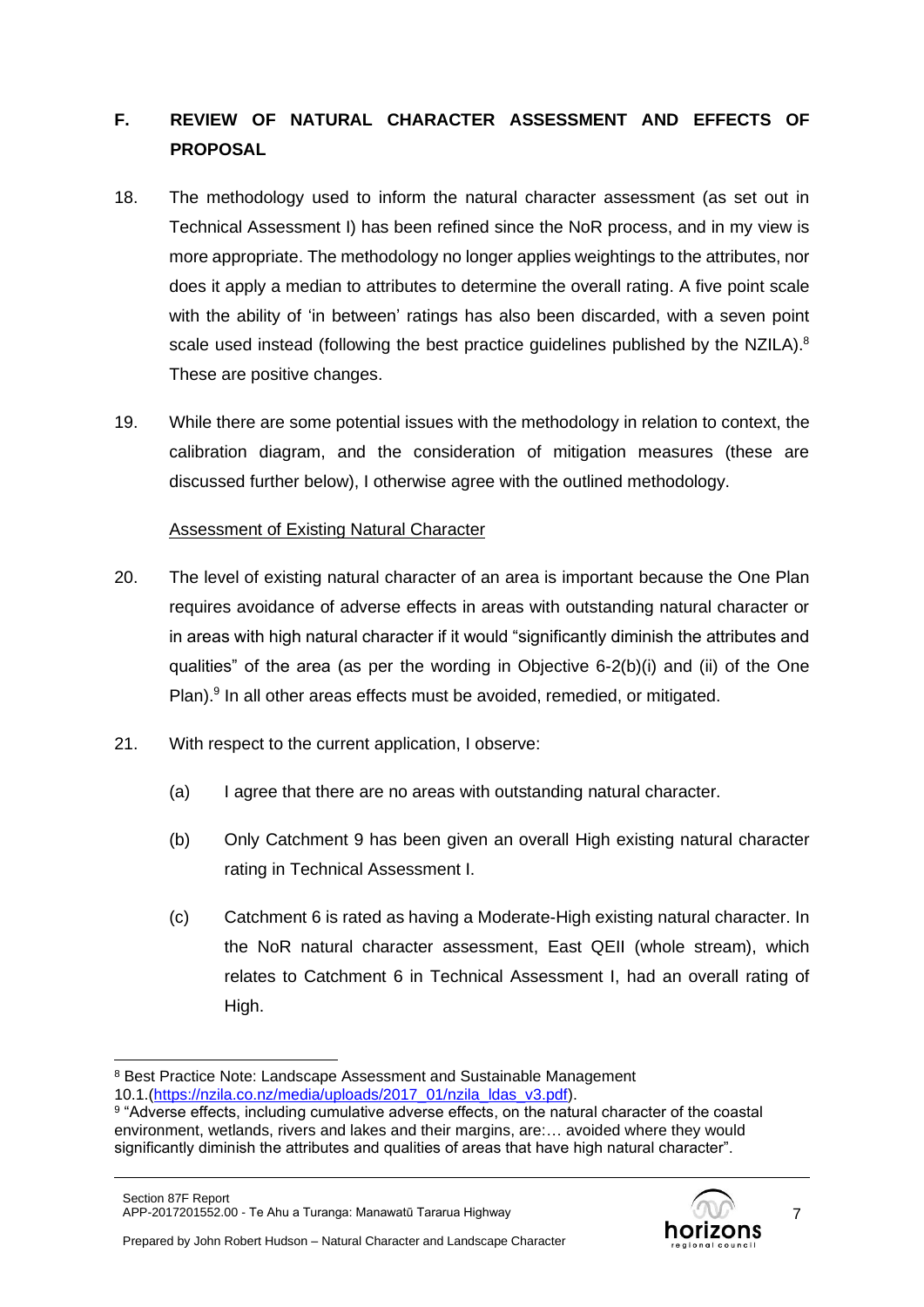## F. REVIEW OF NATURAL CHARACTER ASSESSMENT AND EFFECTS OF PROPOSAL

18. The methodology used to inform the natural character assessment (as set out in Technical Assessment I) has been refined since the NoR process, and in my view is more appropriate. The methodology no longer applies weightings to the attributes, nor does it apply a median to attributes to determine the overall rating. A five point scale with the ability of 'in between' ratings has also been discarded, with a seven point scale used instead (following the best practice guidelines published by the NZILA).[8] These are positive changes.

19. While there are some potential issues with the methodology in relation to context, the calibration diagram, and the consideration of mitigation measures (these are discussed further below), I otherwise agree with the outlined methodology.

<u>Assessment of Existing Natural Character</u>

20. The level of existing natural character of an area is important because the One Plan requires avoidance of adverse effects in areas with outstanding natural character or in areas with high natural character if it would "significantly diminish the attributes and qualities" of the area (as per the wording in Objective 6-2(b)(i) and (ii) of the One Plan).[9] In all other areas effects must be avoided, remedied, or mitigated.

21. With respect to the current application, I observe:

    (a) I agree that there are no areas with outstanding natural character.

    (b) Only Catchment 9 has been given an overall High existing natural character rating in Technical Assessment I.

    (c) Catchment 6 is rated as having a Moderate-High existing natural character. In the NoR natural character assessment, East QEII (whole stream), which relates to Catchment 6 in Technical Assessment I, had an overall rating of High.

---

[8] Best Practice Note: Landscape Assessment and Sustainable Management 10.1.(https://nzila.co.nz/media/uploads/2017_01/nzila_ldas_v3.pdf).

[9] "Adverse effects, including cumulative adverse effects, on the natural character of the coastal environment, wetlands, rivers and lakes and their margins, are:… avoided where they would significantly diminish the attributes and qualities of areas that have high natural character".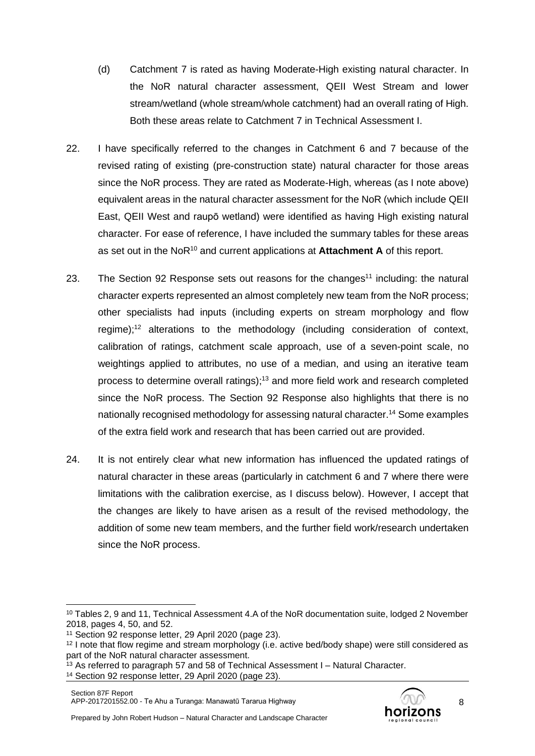(d) Catchment 7 is rated as having Moderate-High existing natural character. In the NoR natural character assessment, QEII West Stream and lower stream/wetland (whole stream/whole catchment) had an overall rating of High. Both these areas relate to Catchment 7 in Technical Assessment I.

22. I have specifically referred to the changes in Catchment 6 and 7 because of the revised rating of existing (pre-construction state) natural character for those areas since the NoR process. They are rated as Moderate-High, whereas (as I note above) equivalent areas in the natural character assessment for the NoR (which include QEII East, QEII West and raupō wetland) were identified as having High existing natural character. For ease of reference, I have included the summary tables for these areas as set out in the NoR[10] and current applications at **Attachment A** of this report.

23. The Section 92 Response sets out reasons for the changes[11] including: the natural character experts represented an almost completely new team from the NoR process; other specialists had inputs (including experts on stream morphology and flow regime);[12] alterations to the methodology (including consideration of context, calibration of ratings, catchment scale approach, use of a seven-point scale, no weightings applied to attributes, no use of a median, and using an iterative team process to determine overall ratings);[13] and more field work and research completed since the NoR process. The Section 92 Response also highlights that there is no nationally recognised methodology for assessing natural character.[14] Some examples of the extra field work and research that has been carried out are provided.

24. It is not entirely clear what new information has influenced the updated ratings of natural character in these areas (particularly in catchment 6 and 7 where there were limitations with the calibration exercise, as I discuss below). However, I accept that the changes are likely to have arisen as a result of the revised methodology, the addition of some new team members, and the further field work/research undertaken since the NoR process.

---

[10] Tables 2, 9 and 11, Technical Assessment 4.A of the NoR documentation suite, lodged 2 November 2018, pages 4, 50, and 52.

[11] Section 92 response letter, 29 April 2020 (page 23).

[12] I note that flow regime and stream morphology (i.e. active bed/body shape) were still considered as part of the NoR natural character assessment.

[13] As referred to paragraph 57 and 58 of Technical Assessment I – Natural Character.

[14] Section 92 response letter, 29 April 2020 (page 23).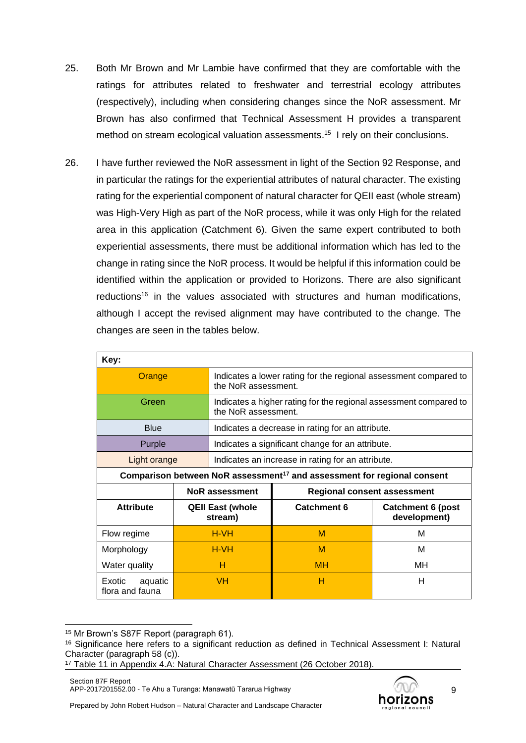25. Both Mr Brown and Mr Lambie have confirmed that they are comfortable with the ratings for attributes related to freshwater and terrestrial ecology attributes (respectively), including when considering changes since the NoR assessment. Mr Brown has also confirmed that Technical Assessment H provides a transparent method on stream ecological valuation assessments.[15] I rely on their conclusions.

26. I have further reviewed the NoR assessment in light of the Section 92 Response, and in particular the ratings for the experiential attributes of natural character. The existing rating for the experiential component of natural character for QEII east (whole stream) was High-Very High as part of the NoR process, while it was only High for the related area in this application (Catchment 6). Given the same expert contributed to both experiential assessments, there must be additional information which has led to the change in rating since the NoR process. It would be helpful if this information could be identified within the application or provided to Horizons. There are also significant reductions[16] in the values associated with structures and human modifications, although I accept the revised alignment may have contributed to the change. The changes are seen in the tables below.

| **Key:** | |
|---|---|
| Orange | Indicates a lower rating for the regional assessment compared to the NoR assessment. |
| Green | Indicates a higher rating for the regional assessment compared to the NoR assessment. |
| Blue | Indicates a decrease in rating for an attribute. |
| Purple | Indicates a significant change for an attribute. |
| Light orange | Indicates an increase in rating for an attribute. |

**Comparison between NoR assessment[17] and assessment for regional consent**

| | **NoR assessment** | **Regional consent assessment** | |
|---|---|---|---|
| **Attribute** | **QEII East (whole stream)** | **Catchment 6** | **Catchment 6 (post development)** |
| Flow regime | H-VH | M | M |
| Morphology | H-VH | M | M |
| Water quality | H | MH | MH |
| Exotic aquatic flora and fauna | VH | H | H |

---

[15] Mr Brown's S87F Report (paragraph 61).

[16] Significance here refers to a significant reduction as defined in Technical Assessment I: Natural Character (paragraph 58 (c)).

[17] Table 11 in Appendix 4.A: Natural Character Assessment (26 October 2018).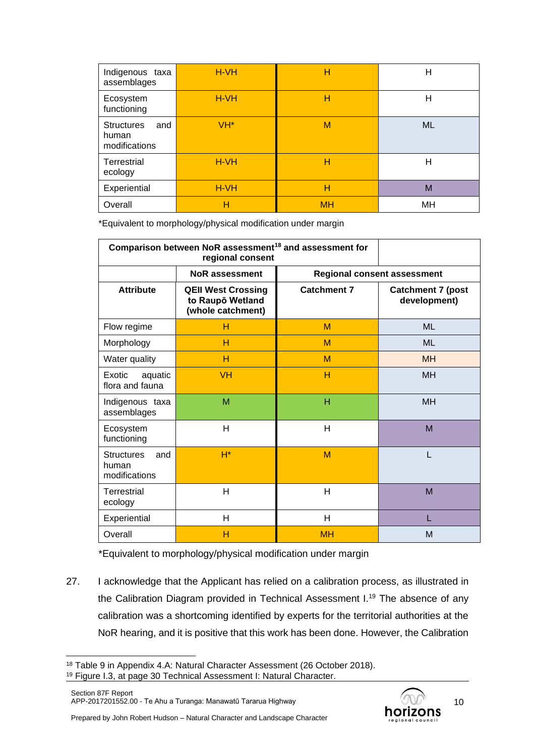| Indigenous taxa assemblages | H-VH | H | H |
|---|---|---|---|
| Ecosystem functioning | H-VH | H | H |
| Structures and human modifications | VH* | M | ML |
| Terrestrial ecology | H-VH | H | H |
| Experiential | H-VH | H | M |
| Overall | H | MH | MH |

*Equivalent to morphology/physical modification under margin

| Comparison between NoR assessment[18] and assessment for regional consent | | | |
|---|---|---|---|
| | NoR assessment | Regional consent assessment | |
| **Attribute** | **QEII West Crossing to Raupō Wetland (whole catchment)** | **Catchment 7** | **Catchment 7 (post development)** |
| Flow regime | H | M | ML |
| Morphology | H | M | ML |
| Water quality | H | M | MH |
| Exotic aquatic flora and fauna | VH | H | MH |
| Indigenous taxa assemblages | M | H | MH |
| Ecosystem functioning | H | H | M |
| Structures and human modifications | H* | M | L |
| Terrestrial ecology | H | H | M |
| Experiential | H | H | L |
| Overall | H | MH | M |

*Equivalent to morphology/physical modification under margin

27. I acknowledge that the Applicant has relied on a calibration process, as illustrated in the Calibration Diagram provided in Technical Assessment I.[19] The absence of any calibration was a shortcoming identified by experts for the territorial authorities at the NoR hearing, and it is positive that this work has been done. However, the Calibration

[18] Table 9 in Appendix 4.A: Natural Character Assessment (26 October 2018).
[19] Figure I.3, at page 30 Technical Assessment I: Natural Character.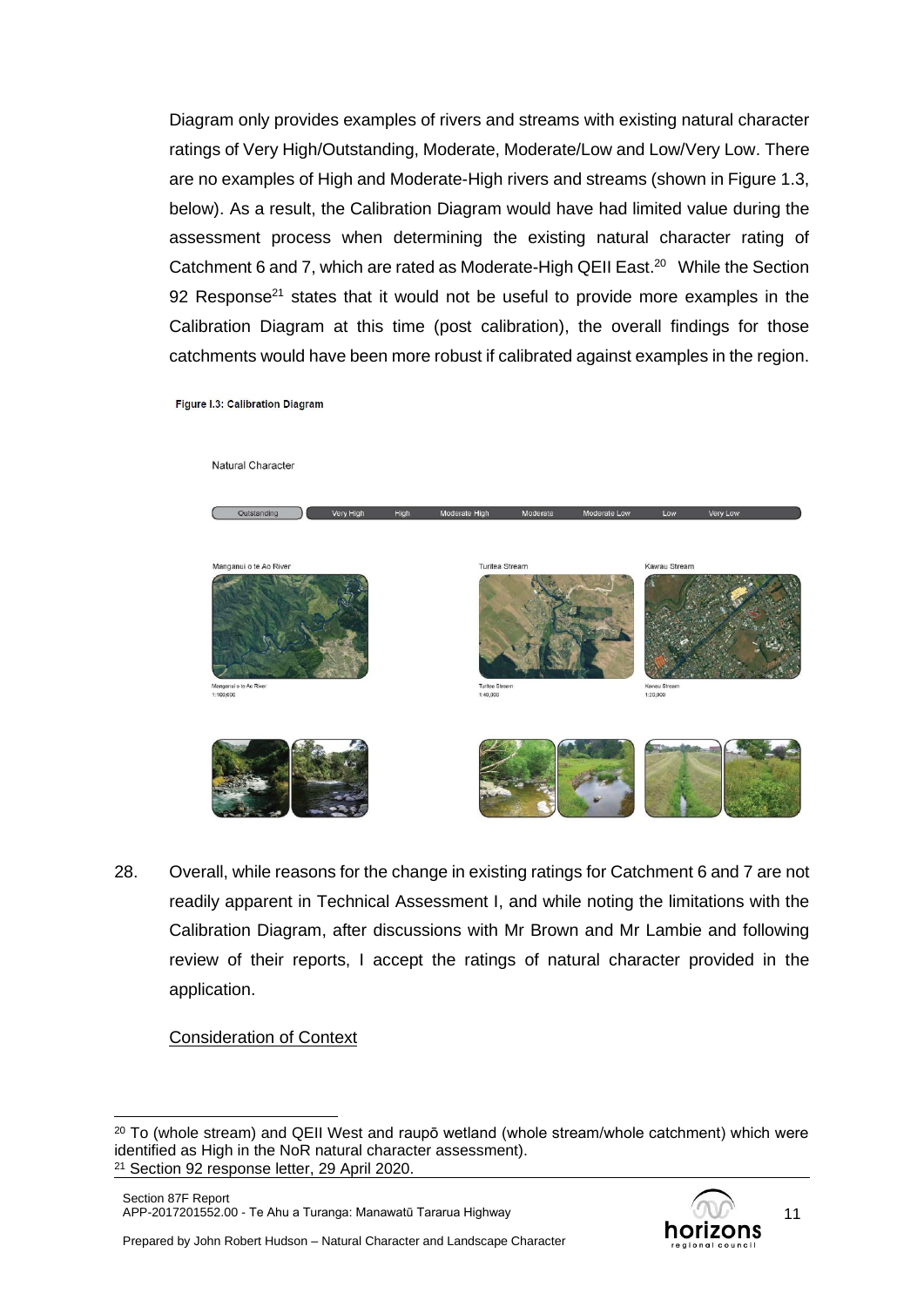Diagram only provides examples of rivers and streams with existing natural character ratings of Very High/Outstanding, Moderate, Moderate/Low and Low/Very Low. There are no examples of High and Moderate-High rivers and streams (shown in Figure 1.3, below). As a result, the Calibration Diagram would have had limited value during the assessment process when determining the existing natural character rating of Catchment 6 and 7, which are rated as Moderate-High QEII East.[20] While the Section 92 Response[21] states that it would not be useful to provide more examples in the Calibration Diagram at this time (post calibration), the overall findings for those catchments would have been more robust if calibrated against examples in the region.

**Figure I.3: Calibration Diagram**

Natural Character

Outstanding | Very High | High | Moderate High | Moderate | Moderate Low | Low | Very Low

Manganui o te Ao River — Manganui o te Ao River 1:100,000

Turitea Stream — Turitea Stream 1:40,000

Kawau Stream — Kawau Stream 1:20,000

28. Overall, while reasons for the change in existing ratings for Catchment 6 and 7 are not readily apparent in Technical Assessment I, and while noting the limitations with the Calibration Diagram, after discussions with Mr Brown and Mr Lambie and following review of their reports, I accept the ratings of natural character provided in the application.

<u>Consideration of Context</u>

[20] To (whole stream) and QEII West and raupō wetland (whole stream/whole catchment) which were identified as High in the NoR natural character assessment).

[21] Section 92 response letter, 29 April 2020.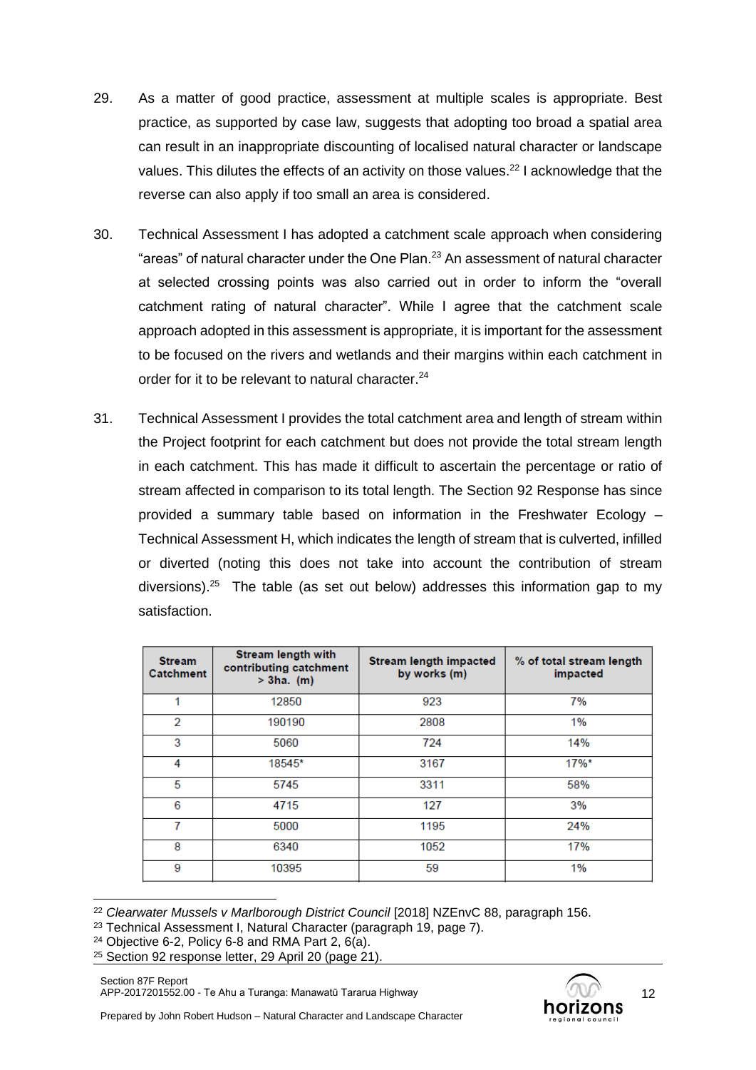29. As a matter of good practice, assessment at multiple scales is appropriate. Best practice, as supported by case law, suggests that adopting too broad a spatial area can result in an inappropriate discounting of localised natural character or landscape values. This dilutes the effects of an activity on those values.[22] I acknowledge that the reverse can also apply if too small an area is considered.

30. Technical Assessment I has adopted a catchment scale approach when considering "areas" of natural character under the One Plan.[23] An assessment of natural character at selected crossing points was also carried out in order to inform the "overall catchment rating of natural character". While I agree that the catchment scale approach adopted in this assessment is appropriate, it is important for the assessment to be focused on the rivers and wetlands and their margins within each catchment in order for it to be relevant to natural character.[24]

31. Technical Assessment I provides the total catchment area and length of stream within the Project footprint for each catchment but does not provide the total stream length in each catchment. This has made it difficult to ascertain the percentage or ratio of stream affected in comparison to its total length. The Section 92 Response has since provided a summary table based on information in the Freshwater Ecology – Technical Assessment H, which indicates the length of stream that is culverted, infilled or diverted (noting this does not take into account the contribution of stream diversions).[25] The table (as set out below) addresses this information gap to my satisfaction.

| Stream Catchment | Stream length with contributing catchment > 3ha. (m) | Stream length impacted by works (m) | % of total stream length impacted |
|---|---|---|---|
| 1 | 12850 | 923 | 7% |
| 2 | 190190 | 2808 | 1% |
| 3 | 5060 | 724 | 14% |
| 4 | 18545* | 3167 | 17%* |
| 5 | 5745 | 3311 | 58% |
| 6 | 4715 | 127 | 3% |
| 7 | 5000 | 1195 | 24% |
| 8 | 6340 | 1052 | 17% |
| 9 | 10395 | 59 | 1% |

[22] *Clearwater Mussels v Marlborough District Council* [2018] NZEnvC 88, paragraph 156.
[23] Technical Assessment I, Natural Character (paragraph 19, page 7).
[24] Objective 6-2, Policy 6-8 and RMA Part 2, 6(a).
[25] Section 92 response letter, 29 April 20 (page 21).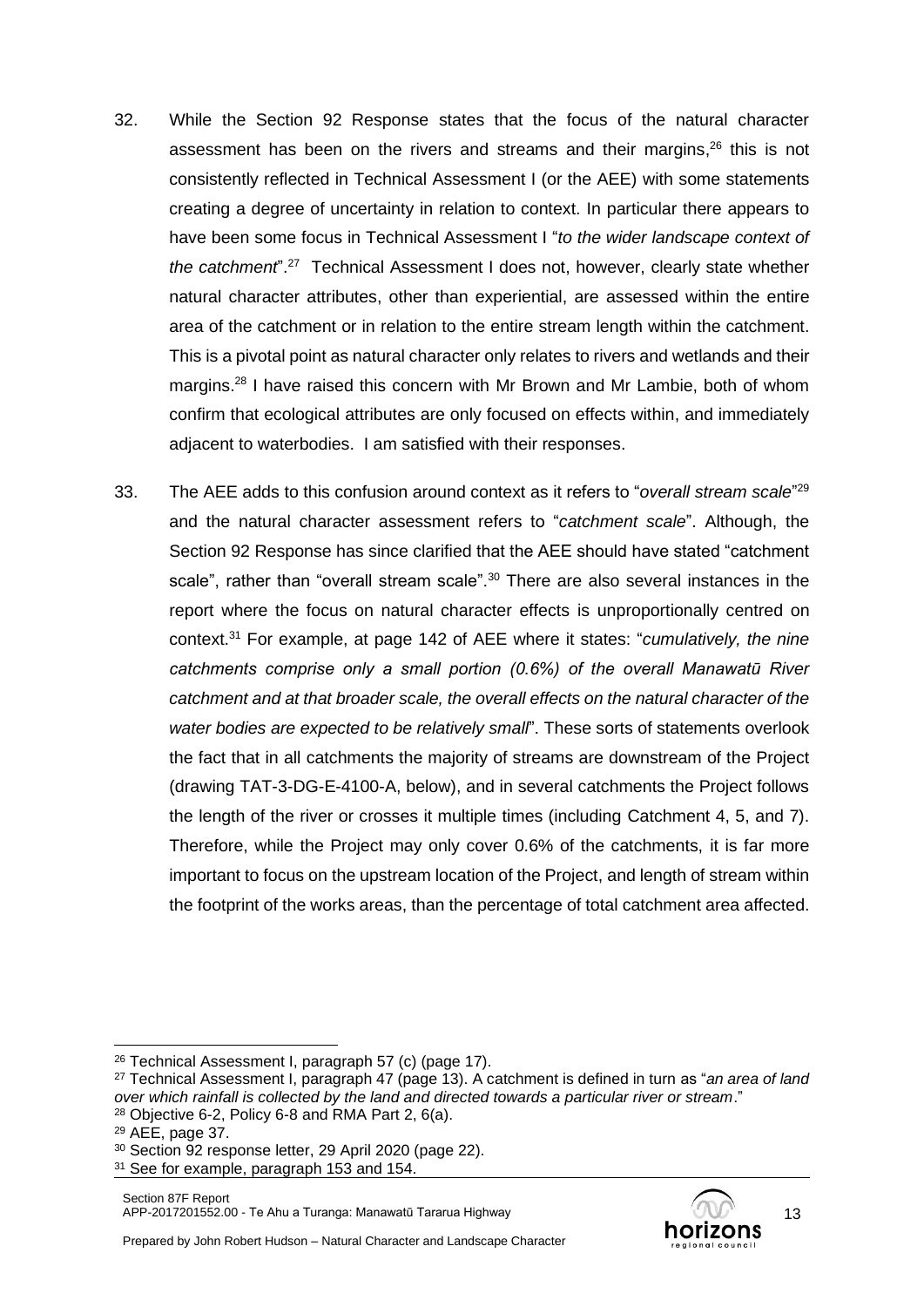32. While the Section 92 Response states that the focus of the natural character assessment has been on the rivers and streams and their margins,[26] this is not consistently reflected in Technical Assessment I (or the AEE) with some statements creating a degree of uncertainty in relation to context. In particular there appears to have been some focus in Technical Assessment I "*to the wider landscape context of the catchment*".[27] Technical Assessment I does not, however, clearly state whether natural character attributes, other than experiential, are assessed within the entire area of the catchment or in relation to the entire stream length within the catchment. This is a pivotal point as natural character only relates to rivers and wetlands and their margins.[28] I have raised this concern with Mr Brown and Mr Lambie, both of whom confirm that ecological attributes are only focused on effects within, and immediately adjacent to waterbodies. I am satisfied with their responses.

33. The AEE adds to this confusion around context as it refers to "*overall stream scale*"[29] and the natural character assessment refers to "*catchment scale*". Although, the Section 92 Response has since clarified that the AEE should have stated "catchment scale", rather than "overall stream scale".[30] There are also several instances in the report where the focus on natural character effects is unproportionally centred on context.[31] For example, at page 142 of AEE where it states: "*cumulatively, the nine catchments comprise only a small portion (0.6%) of the overall Manawatū River catchment and at that broader scale, the overall effects on the natural character of the water bodies are expected to be relatively small*". These sorts of statements overlook the fact that in all catchments the majority of streams are downstream of the Project (drawing TAT-3-DG-E-4100-A, below), and in several catchments the Project follows the length of the river or crosses it multiple times (including Catchment 4, 5, and 7). Therefore, while the Project may only cover 0.6% of the catchments, it is far more important to focus on the upstream location of the Project, and length of stream within the footprint of the works areas, than the percentage of total catchment area affected.

---

[26] Technical Assessment I, paragraph 57 (c) (page 17).

[27] Technical Assessment I, paragraph 47 (page 13). A catchment is defined in turn as "*an area of land over which rainfall is collected by the land and directed towards a particular river or stream*."

[28] Objective 6-2, Policy 6-8 and RMA Part 2, 6(a).

[29] AEE, page 37.

[30] Section 92 response letter, 29 April 2020 (page 22).

[31] See for example, paragraph 153 and 154.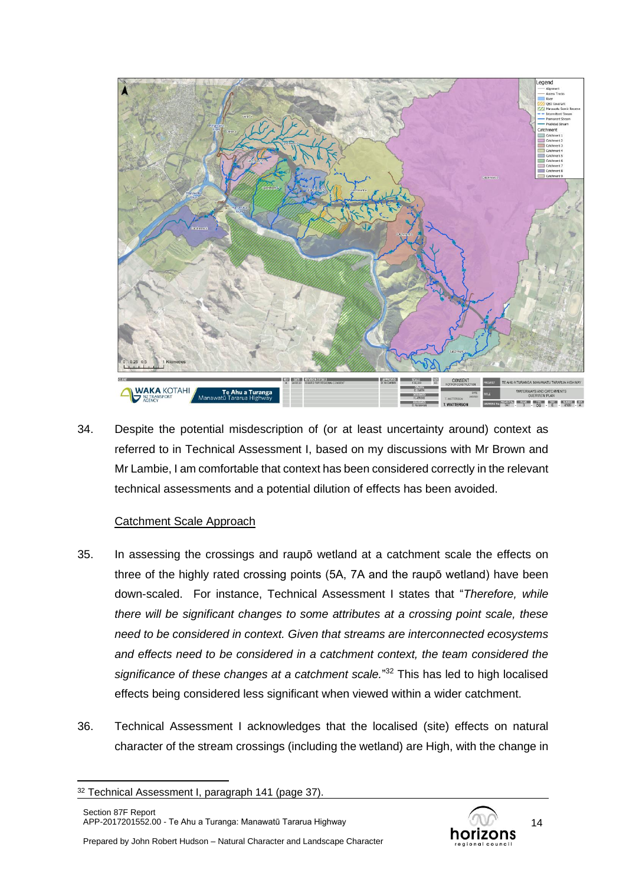34. Despite the potential misdescription of (or at least uncertainty around) context as referred to in Technical Assessment I, based on my discussions with Mr Brown and Mr Lambie, I am comfortable that context has been considered correctly in the relevant technical assessments and a potential dilution of effects has been avoided.

Catchment Scale Approach

35. In assessing the crossings and raupō wetland at a catchment scale the effects on three of the highly rated crossing points (5A, 7A and the raupō wetland) have been down-scaled. For instance, Technical Assessment I states that "*Therefore, while there will be significant changes to some attributes at a crossing point scale, these need to be considered in context. Given that streams are interconnected ecosystems and effects need to be considered in a catchment context, the team considered the significance of these changes at a catchment scale.*"[32] This has led to high localised effects being considered less significant when viewed within a wider catchment.

36. Technical Assessment I acknowledges that the localised (site) effects on natural character of the stream crossings (including the wetland) are High, with the change in

[32] Technical Assessment I, paragraph 141 (page 37).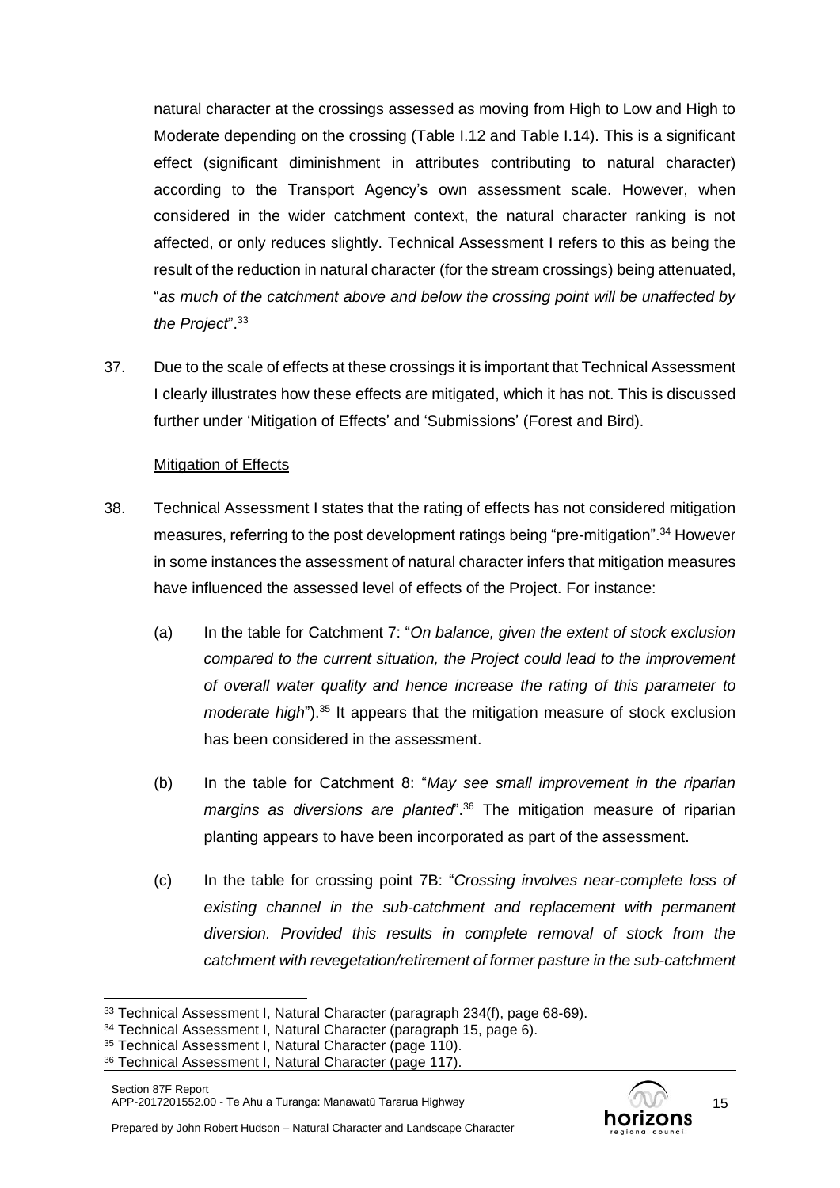natural character at the crossings assessed as moving from High to Low and High to Moderate depending on the crossing (Table I.12 and Table I.14). This is a significant effect (significant diminishment in attributes contributing to natural character) according to the Transport Agency's own assessment scale. However, when considered in the wider catchment context, the natural character ranking is not affected, or only reduces slightly. Technical Assessment I refers to this as being the result of the reduction in natural character (for the stream crossings) being attenuated, "*as much of the catchment above and below the crossing point will be unaffected by the Project*".[33]

37. Due to the scale of effects at these crossings it is important that Technical Assessment I clearly illustrates how these effects are mitigated, which it has not. This is discussed further under 'Mitigation of Effects' and 'Submissions' (Forest and Bird).

<u>Mitigation of Effects</u>

38. Technical Assessment I states that the rating of effects has not considered mitigation measures, referring to the post development ratings being "pre-mitigation".[34] However in some instances the assessment of natural character infers that mitigation measures have influenced the assessed level of effects of the Project. For instance:

    (a) In the table for Catchment 7: "*On balance, given the extent of stock exclusion compared to the current situation, the Project could lead to the improvement of overall water quality and hence increase the rating of this parameter to moderate high*").[35] It appears that the mitigation measure of stock exclusion has been considered in the assessment.

    (b) In the table for Catchment 8: "*May see small improvement in the riparian margins as diversions are planted*".[36] The mitigation measure of riparian planting appears to have been incorporated as part of the assessment.

    (c) In the table for crossing point 7B: "*Crossing involves near-complete loss of existing channel in the sub-catchment and replacement with permanent diversion. Provided this results in complete removal of stock from the catchment with revegetation/retirement of former pasture in the sub-catchment*

[33] Technical Assessment I, Natural Character (paragraph 234(f), page 68-69).

[34] Technical Assessment I, Natural Character (paragraph 15, page 6).

[35] Technical Assessment I, Natural Character (page 110).

[36] Technical Assessment I, Natural Character (page 117).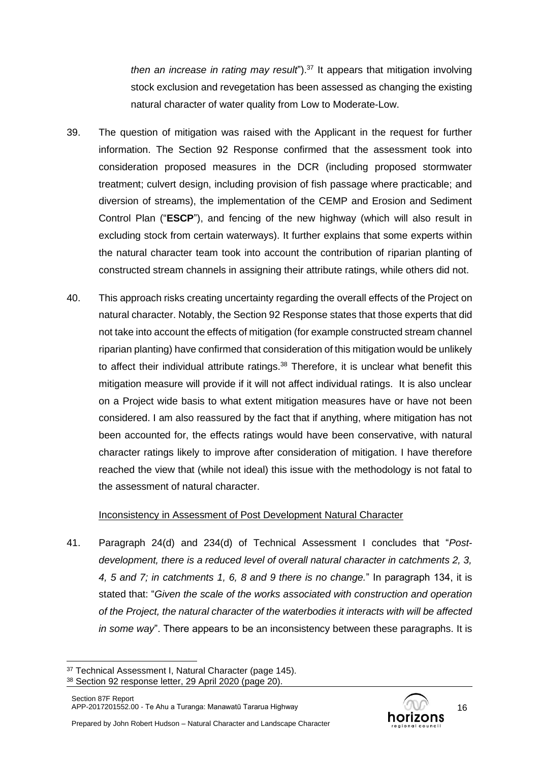*then an increase in rating may result*").[37] It appears that mitigation involving stock exclusion and revegetation has been assessed as changing the existing natural character of water quality from Low to Moderate-Low.

39. The question of mitigation was raised with the Applicant in the request for further information. The Section 92 Response confirmed that the assessment took into consideration proposed measures in the DCR (including proposed stormwater treatment; culvert design, including provision of fish passage where practicable; and diversion of streams), the implementation of the CEMP and Erosion and Sediment Control Plan ("**ESCP**"), and fencing of the new highway (which will also result in excluding stock from certain waterways). It further explains that some experts within the natural character team took into account the contribution of riparian planting of constructed stream channels in assigning their attribute ratings, while others did not.

40. This approach risks creating uncertainty regarding the overall effects of the Project on natural character. Notably, the Section 92 Response states that those experts that did not take into account the effects of mitigation (for example constructed stream channel riparian planting) have confirmed that consideration of this mitigation would be unlikely to affect their individual attribute ratings.[38] Therefore, it is unclear what benefit this mitigation measure will provide if it will not affect individual ratings. It is also unclear on a Project wide basis to what extent mitigation measures have or have not been considered. I am also reassured by the fact that if anything, where mitigation has not been accounted for, the effects ratings would have been conservative, with natural character ratings likely to improve after consideration of mitigation. I have therefore reached the view that (while not ideal) this issue with the methodology is not fatal to the assessment of natural character.

Inconsistency in Assessment of Post Development Natural Character

41. Paragraph 24(d) and 234(d) of Technical Assessment I concludes that "*Post-development, there is a reduced level of overall natural character in catchments 2, 3, 4, 5 and 7; in catchments 1, 6, 8 and 9 there is no change.*" In paragraph 134, it is stated that: "*Given the scale of the works associated with construction and operation of the Project, the natural character of the waterbodies it interacts with will be affected in some way*". There appears to be an inconsistency between these paragraphs. It is

[37] Technical Assessment I, Natural Character (page 145).

[38] Section 92 response letter, 29 April 2020 (page 20).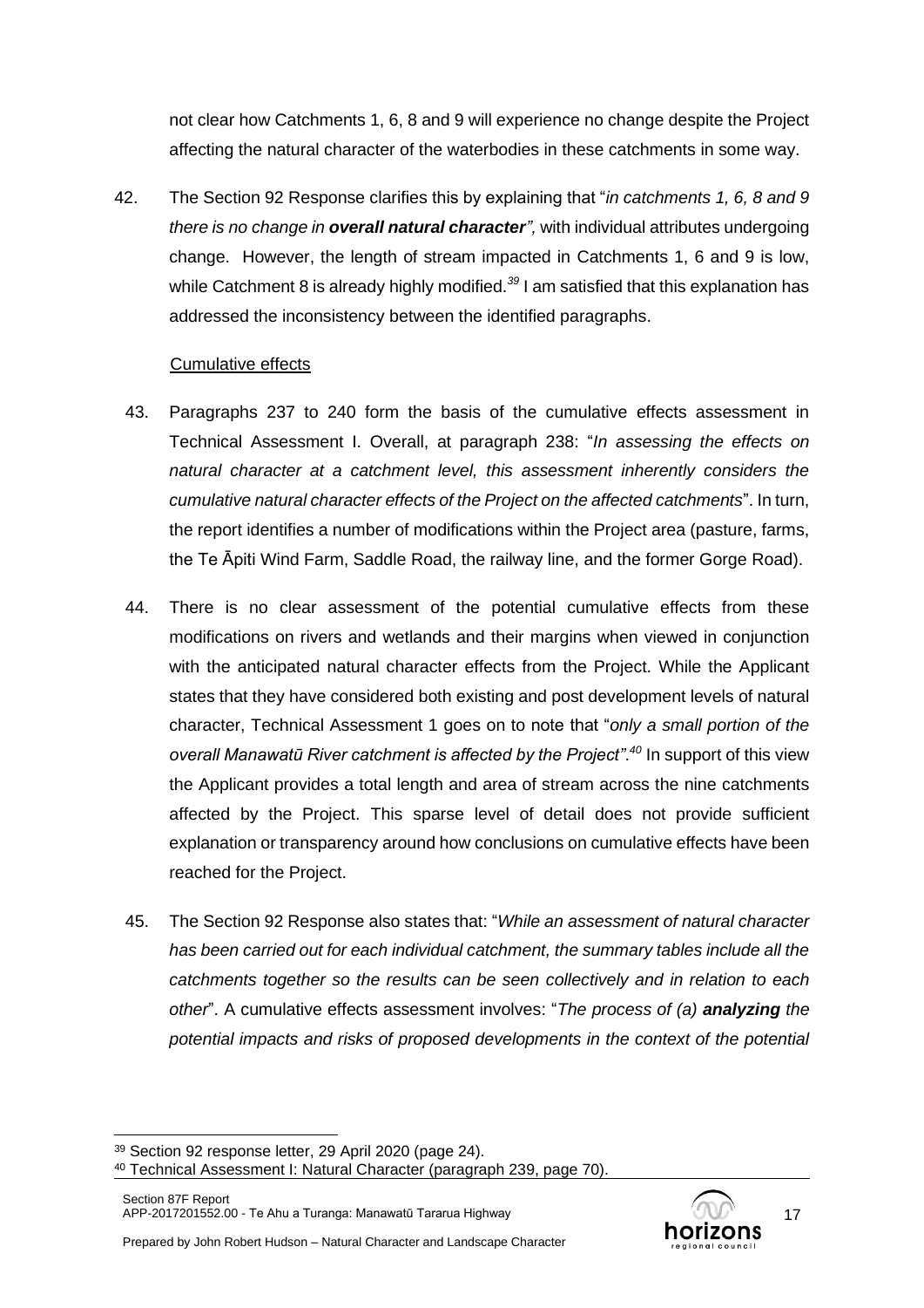not clear how Catchments 1, 6, 8 and 9 will experience no change despite the Project affecting the natural character of the waterbodies in these catchments in some way.

42. The Section 92 Response clarifies this by explaining that "*in catchments 1, 6, 8 and 9 there is no change in **overall natural character**",* with individual attributes undergoing change. However, the length of stream impacted in Catchments 1, 6 and 9 is low, while Catchment 8 is already highly modified.[39] I am satisfied that this explanation has addressed the inconsistency between the identified paragraphs.

Cumulative effects

43. Paragraphs 237 to 240 form the basis of the cumulative effects assessment in Technical Assessment I. Overall, at paragraph 238: "*In assessing the effects on natural character at a catchment level, this assessment inherently considers the cumulative natural character effects of the Project on the affected catchments*". In turn, the report identifies a number of modifications within the Project area (pasture, farms, the Te Āpiti Wind Farm, Saddle Road, the railway line, and the former Gorge Road).

44. There is no clear assessment of the potential cumulative effects from these modifications on rivers and wetlands and their margins when viewed in conjunction with the anticipated natural character effects from the Project. While the Applicant states that they have considered both existing and post development levels of natural character, Technical Assessment 1 goes on to note that "*only a small portion of the overall Manawatū River catchment is affected by the Project"*.[40] In support of this view the Applicant provides a total length and area of stream across the nine catchments affected by the Project. This sparse level of detail does not provide sufficient explanation or transparency around how conclusions on cumulative effects have been reached for the Project.

45. The Section 92 Response also states that: "*While an assessment of natural character has been carried out for each individual catchment, the summary tables include all the catchments together so the results can be seen collectively and in relation to each other*". A cumulative effects assessment involves: "*The process of (a) **analyzing** the potential impacts and risks of proposed developments in the context of the potential*

[39] Section 92 response letter, 29 April 2020 (page 24).

[40] Technical Assessment I: Natural Character (paragraph 239, page 70).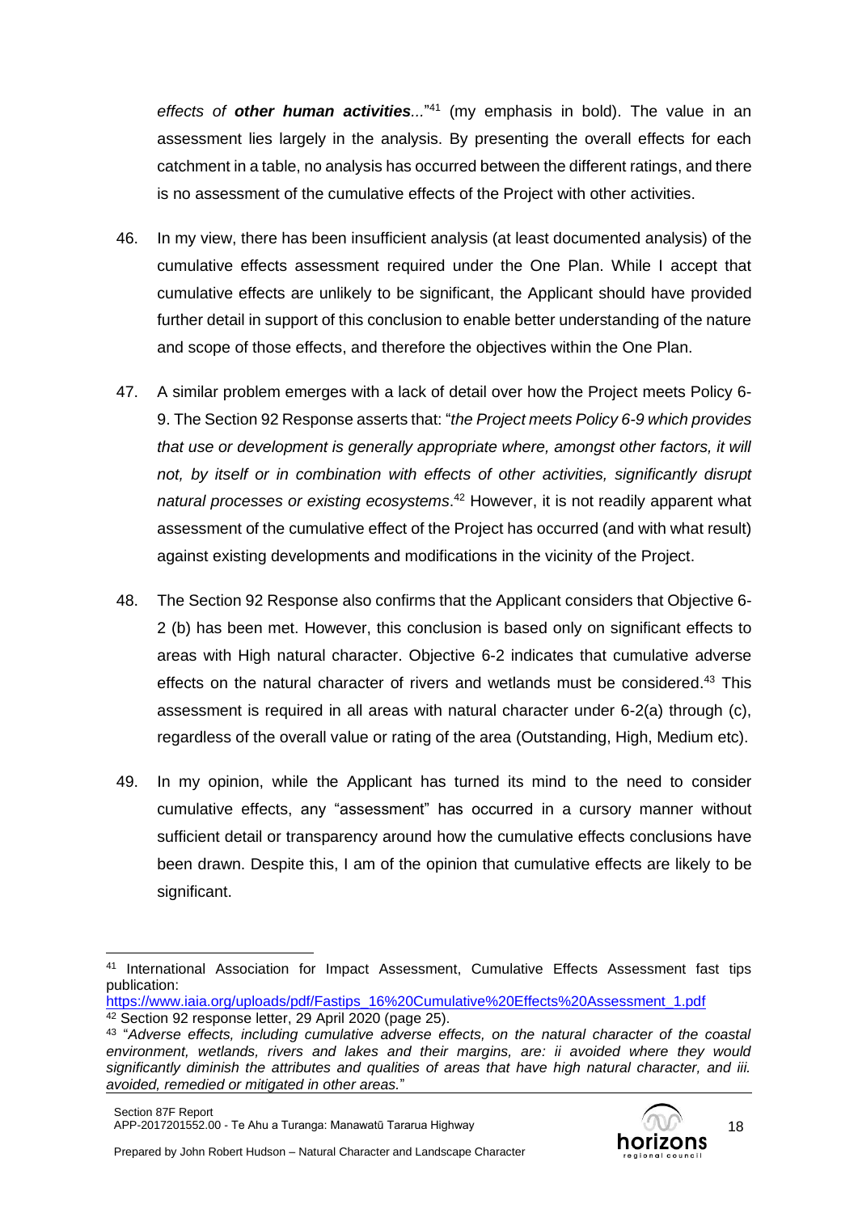*effects of **other human activities**...*"[41] (my emphasis in bold). The value in an assessment lies largely in the analysis. By presenting the overall effects for each catchment in a table, no analysis has occurred between the different ratings, and there is no assessment of the cumulative effects of the Project with other activities.

46. In my view, there has been insufficient analysis (at least documented analysis) of the cumulative effects assessment required under the One Plan. While I accept that cumulative effects are unlikely to be significant, the Applicant should have provided further detail in support of this conclusion to enable better understanding of the nature and scope of those effects, and therefore the objectives within the One Plan.

47. A similar problem emerges with a lack of detail over how the Project meets Policy 6-9. The Section 92 Response asserts that: "*the Project meets Policy 6-9 which provides that use or development is generally appropriate where, amongst other factors, it will not, by itself or in combination with effects of other activities, significantly disrupt natural processes or existing ecosystems*.[42] However, it is not readily apparent what assessment of the cumulative effect of the Project has occurred (and with what result) against existing developments and modifications in the vicinity of the Project.

48. The Section 92 Response also confirms that the Applicant considers that Objective 6-2 (b) has been met. However, this conclusion is based only on significant effects to areas with High natural character. Objective 6-2 indicates that cumulative adverse effects on the natural character of rivers and wetlands must be considered.[43] This assessment is required in all areas with natural character under 6-2(a) through (c), regardless of the overall value or rating of the area (Outstanding, High, Medium etc).

49. In my opinion, while the Applicant has turned its mind to the need to consider cumulative effects, any "assessment" has occurred in a cursory manner without sufficient detail or transparency around how the cumulative effects conclusions have been drawn. Despite this, I am of the opinion that cumulative effects are likely to be significant.

---

[41] International Association for Impact Assessment, Cumulative Effects Assessment fast tips publication: https://www.iaia.org/uploads/pdf/Fastips_16%20Cumulative%20Effects%20Assessment_1.pdf

[42] Section 92 response letter, 29 April 2020 (page 25).

[43] "*Adverse effects, including cumulative adverse effects, on the natural character of the coastal environment, wetlands, rivers and lakes and their margins, are: ii avoided where they would significantly diminish the attributes and qualities of areas that have high natural character, and iii. avoided, remedied or mitigated in other areas.*"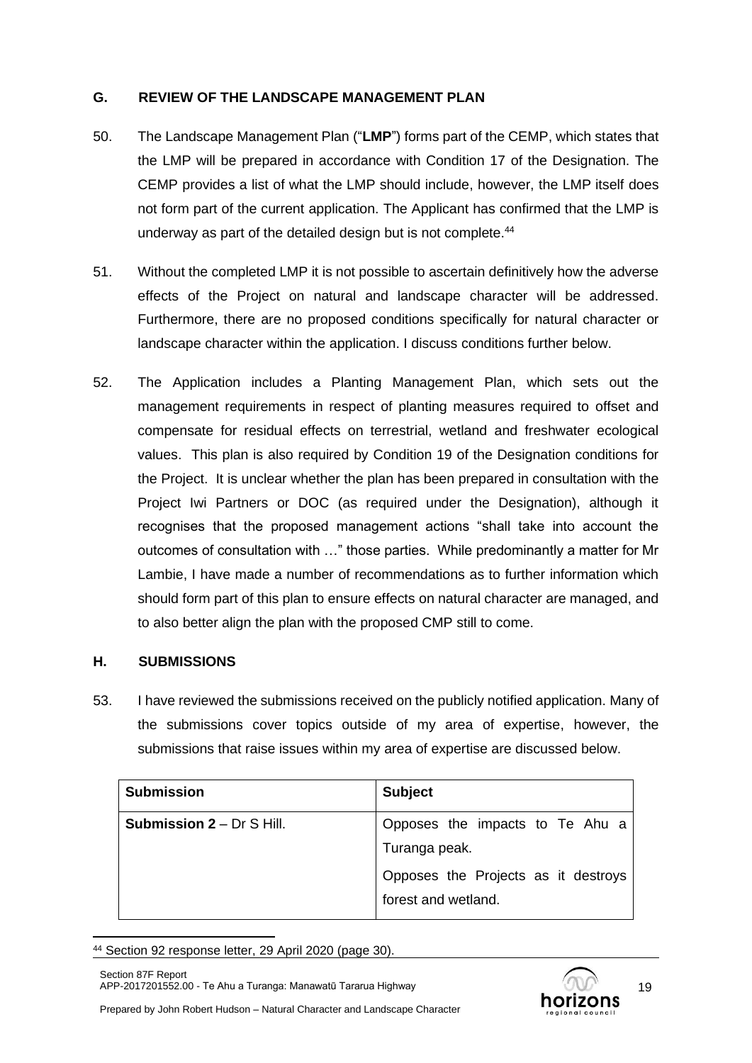## G. REVIEW OF THE LANDSCAPE MANAGEMENT PLAN

50. The Landscape Management Plan ("**LMP**") forms part of the CEMP, which states that the LMP will be prepared in accordance with Condition 17 of the Designation. The CEMP provides a list of what the LMP should include, however, the LMP itself does not form part of the current application. The Applicant has confirmed that the LMP is underway as part of the detailed design but is not complete.[44]

51. Without the completed LMP it is not possible to ascertain definitively how the adverse effects of the Project on natural and landscape character will be addressed. Furthermore, there are no proposed conditions specifically for natural character or landscape character within the application. I discuss conditions further below.

52. The Application includes a Planting Management Plan, which sets out the management requirements in respect of planting measures required to offset and compensate for residual effects on terrestrial, wetland and freshwater ecological values. This plan is also required by Condition 19 of the Designation conditions for the Project. It is unclear whether the plan has been prepared in consultation with the Project Iwi Partners or DOC (as required under the Designation), although it recognises that the proposed management actions "shall take into account the outcomes of consultation with …" those parties. While predominantly a matter for Mr Lambie, I have made a number of recommendations as to further information which should form part of this plan to ensure effects on natural character are managed, and to also better align the plan with the proposed CMP still to come.

## H. SUBMISSIONS

53. I have reviewed the submissions received on the publicly notified application. Many of the submissions cover topics outside of my area of expertise, however, the submissions that raise issues within my area of expertise are discussed below.

| Submission | Subject |
|---|---|
| **Submission 2** – Dr S Hill. | Opposes the impacts to Te Ahu a Turanga peak.<br><br>Opposes the Projects as it destroys forest and wetland. |

[44] Section 92 response letter, 29 April 2020 (page 30).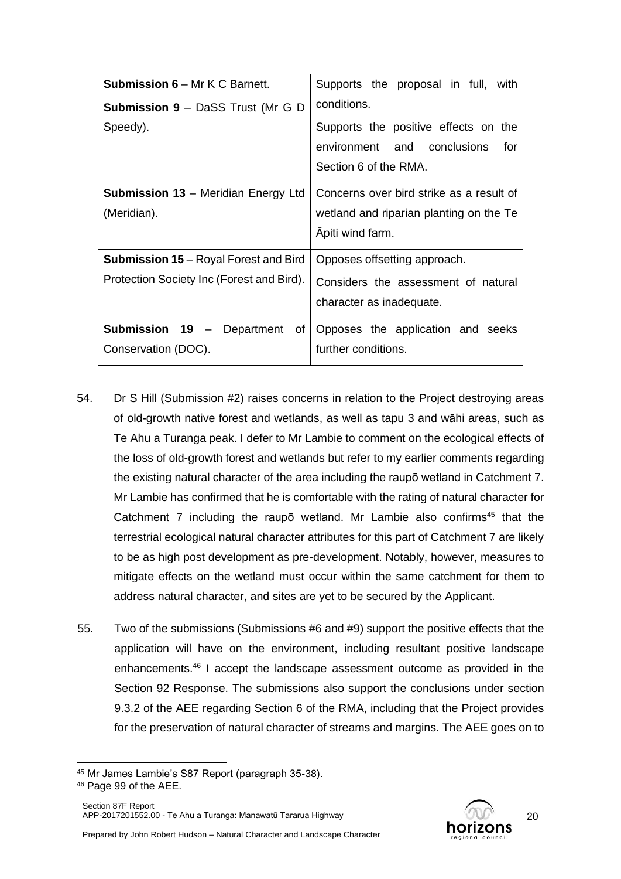| **Submission 6** – Mr K C Barnett.<br>**Submission 9** – DaSS Trust (Mr G D Speedy). | Supports the proposal in full, with conditions.<br>Supports the positive effects on the environment and conclusions for Section 6 of the RMA. |
|---|---|
| **Submission 13** – Meridian Energy Ltd (Meridian). | Concerns over bird strike as a result of wetland and riparian planting on the Te Āpiti wind farm. |
| **Submission 15** – Royal Forest and Bird Protection Society Inc (Forest and Bird). | Opposes offsetting approach.<br>Considers the assessment of natural character as inadequate. |
| **Submission 19** – Department of Conservation (DOC). | Opposes the application and seeks further conditions. |

54. Dr S Hill (Submission #2) raises concerns in relation to the Project destroying areas of old-growth native forest and wetlands, as well as tapu 3 and wāhi areas, such as Te Ahu a Turanga peak. I defer to Mr Lambie to comment on the ecological effects of the loss of old-growth forest and wetlands but refer to my earlier comments regarding the existing natural character of the area including the raupō wetland in Catchment 7. Mr Lambie has confirmed that he is comfortable with the rating of natural character for Catchment 7 including the raupō wetland. Mr Lambie also confirms[45] that the terrestrial ecological natural character attributes for this part of Catchment 7 are likely to be as high post development as pre-development. Notably, however, measures to mitigate effects on the wetland must occur within the same catchment for them to address natural character, and sites are yet to be secured by the Applicant.

55. Two of the submissions (Submissions #6 and #9) support the positive effects that the application will have on the environment, including resultant positive landscape enhancements.[46] I accept the landscape assessment outcome as provided in the Section 92 Response. The submissions also support the conclusions under section 9.3.2 of the AEE regarding Section 6 of the RMA, including that the Project provides for the preservation of natural character of streams and margins. The AEE goes on to

[45] Mr James Lambie's S87 Report (paragraph 35-38).

[46] Page 99 of the AEE.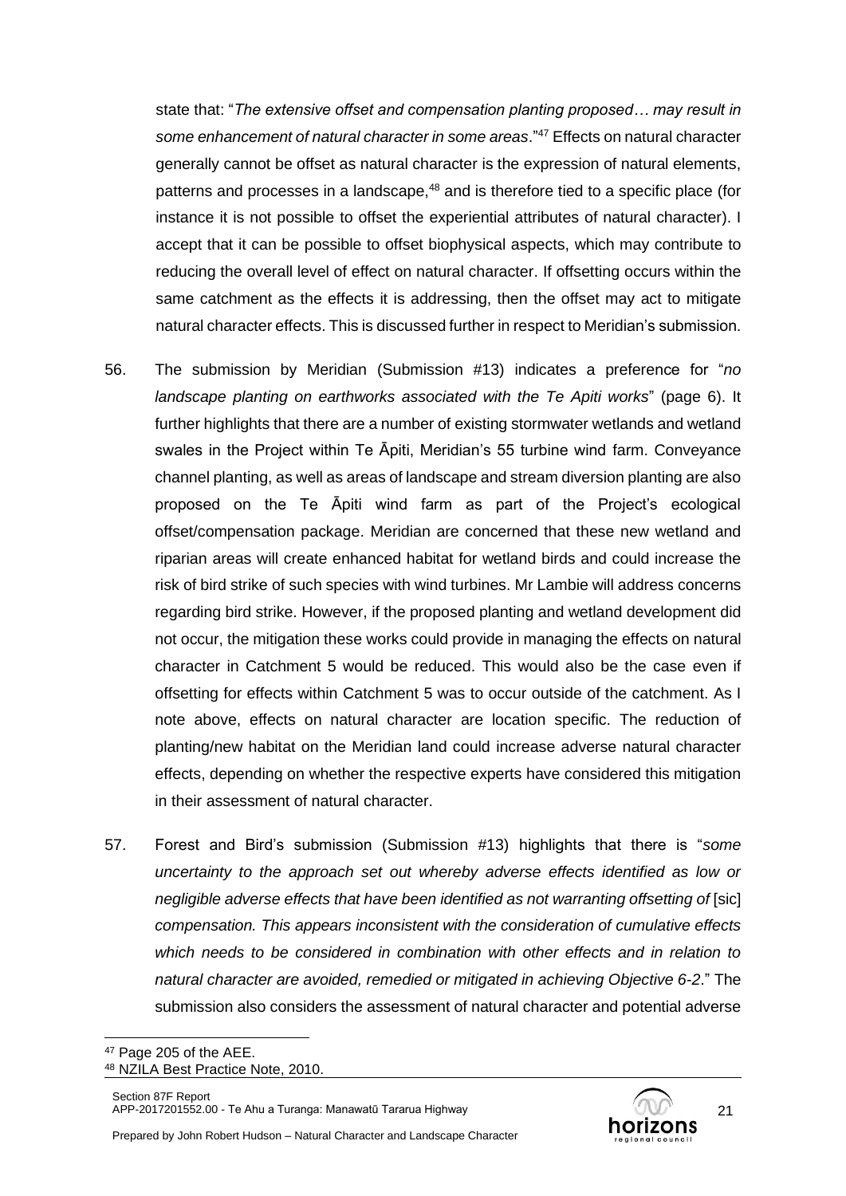state that: "*The extensive offset and compensation planting proposed… may result in some enhancement of natural character in some areas*."[47] Effects on natural character generally cannot be offset as natural character is the expression of natural elements, patterns and processes in a landscape,[48] and is therefore tied to a specific place (for instance it is not possible to offset the experiential attributes of natural character). I accept that it can be possible to offset biophysical aspects, which may contribute to reducing the overall level of effect on natural character. If offsetting occurs within the same catchment as the effects it is addressing, then the offset may act to mitigate natural character effects. This is discussed further in respect to Meridian's submission.

56. The submission by Meridian (Submission #13) indicates a preference for "*no landscape planting on earthworks associated with the Te Apiti works*" (page 6). It further highlights that there are a number of existing stormwater wetlands and wetland swales in the Project within Te Āpiti, Meridian's 55 turbine wind farm. Conveyance channel planting, as well as areas of landscape and stream diversion planting are also proposed on the Te Āpiti wind farm as part of the Project's ecological offset/compensation package. Meridian are concerned that these new wetland and riparian areas will create enhanced habitat for wetland birds and could increase the risk of bird strike of such species with wind turbines. Mr Lambie will address concerns regarding bird strike. However, if the proposed planting and wetland development did not occur, the mitigation these works could provide in managing the effects on natural character in Catchment 5 would be reduced. This would also be the case even if offsetting for effects within Catchment 5 was to occur outside of the catchment. As I note above, effects on natural character are location specific. The reduction of planting/new habitat on the Meridian land could increase adverse natural character effects, depending on whether the respective experts have considered this mitigation in their assessment of natural character.

57. Forest and Bird's submission (Submission #13) highlights that there is "*some uncertainty to the approach set out whereby adverse effects identified as low or negligible adverse effects that have been identified as not warranting offsetting of* [sic] *compensation. This appears inconsistent with the consideration of cumulative effects which needs to be considered in combination with other effects and in relation to natural character are avoided, remedied or mitigated in achieving Objective 6-2*." The submission also considers the assessment of natural character and potential adverse

[47] Page 205 of the AEE.

[48] NZILA Best Practice Note, 2010.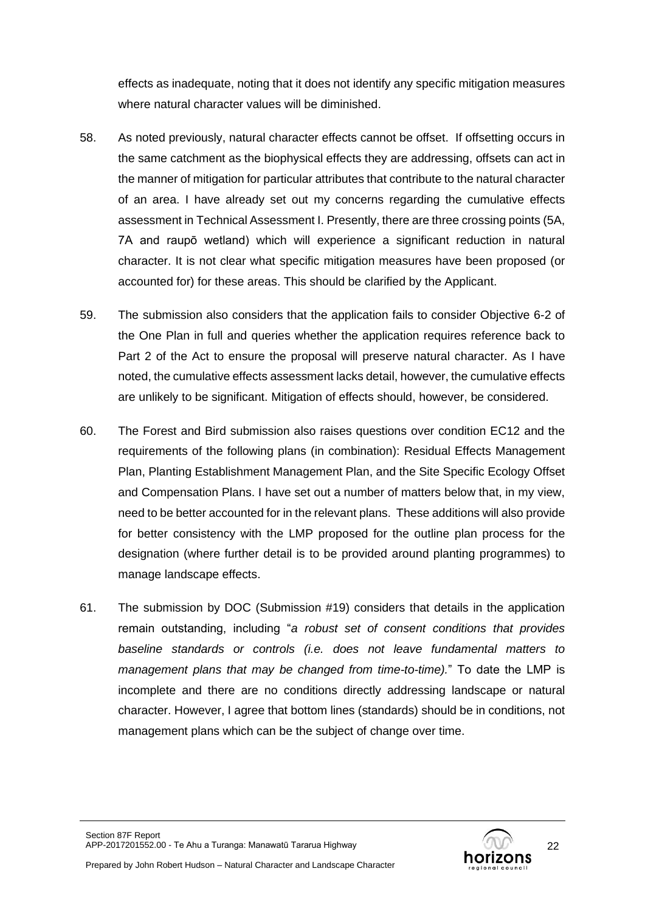effects as inadequate, noting that it does not identify any specific mitigation measures where natural character values will be diminished.

58. As noted previously, natural character effects cannot be offset. If offsetting occurs in the same catchment as the biophysical effects they are addressing, offsets can act in the manner of mitigation for particular attributes that contribute to the natural character of an area. I have already set out my concerns regarding the cumulative effects assessment in Technical Assessment I. Presently, there are three crossing points (5A, 7A and raupō wetland) which will experience a significant reduction in natural character. It is not clear what specific mitigation measures have been proposed (or accounted for) for these areas. This should be clarified by the Applicant.

59. The submission also considers that the application fails to consider Objective 6-2 of the One Plan in full and queries whether the application requires reference back to Part 2 of the Act to ensure the proposal will preserve natural character. As I have noted, the cumulative effects assessment lacks detail, however, the cumulative effects are unlikely to be significant. Mitigation of effects should, however, be considered.

60. The Forest and Bird submission also raises questions over condition EC12 and the requirements of the following plans (in combination): Residual Effects Management Plan, Planting Establishment Management Plan, and the Site Specific Ecology Offset and Compensation Plans. I have set out a number of matters below that, in my view, need to be better accounted for in the relevant plans. These additions will also provide for better consistency with the LMP proposed for the outline plan process for the designation (where further detail is to be provided around planting programmes) to manage landscape effects.

61. The submission by DOC (Submission #19) considers that details in the application remain outstanding, including "*a robust set of consent conditions that provides baseline standards or controls (i.e. does not leave fundamental matters to management plans that may be changed from time-to-time).*" To date the LMP is incomplete and there are no conditions directly addressing landscape or natural character. However, I agree that bottom lines (standards) should be in conditions, not management plans which can be the subject of change over time.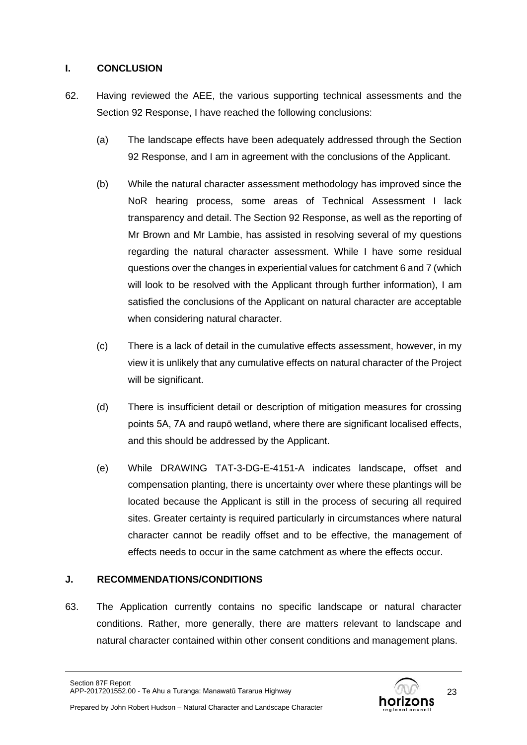## I. CONCLUSION

62. Having reviewed the AEE, the various supporting technical assessments and the Section 92 Response, I have reached the following conclusions:

    (a) The landscape effects have been adequately addressed through the Section 92 Response, and I am in agreement with the conclusions of the Applicant.

    (b) While the natural character assessment methodology has improved since the NoR hearing process, some areas of Technical Assessment I lack transparency and detail. The Section 92 Response, as well as the reporting of Mr Brown and Mr Lambie, has assisted in resolving several of my questions regarding the natural character assessment. While I have some residual questions over the changes in experiential values for catchment 6 and 7 (which will look to be resolved with the Applicant through further information), I am satisfied the conclusions of the Applicant on natural character are acceptable when considering natural character.

    (c) There is a lack of detail in the cumulative effects assessment, however, in my view it is unlikely that any cumulative effects on natural character of the Project will be significant.

    (d) There is insufficient detail or description of mitigation measures for crossing points 5A, 7A and raupō wetland, where there are significant localised effects, and this should be addressed by the Applicant.

    (e) While DRAWING TAT-3-DG-E-4151-A indicates landscape, offset and compensation planting, there is uncertainty over where these plantings will be located because the Applicant is still in the process of securing all required sites. Greater certainty is required particularly in circumstances where natural character cannot be readily offset and to be effective, the management of effects needs to occur in the same catchment as where the effects occur.

## J. RECOMMENDATIONS/CONDITIONS

63. The Application currently contains no specific landscape or natural character conditions. Rather, more generally, there are matters relevant to landscape and natural character contained within other consent conditions and management plans.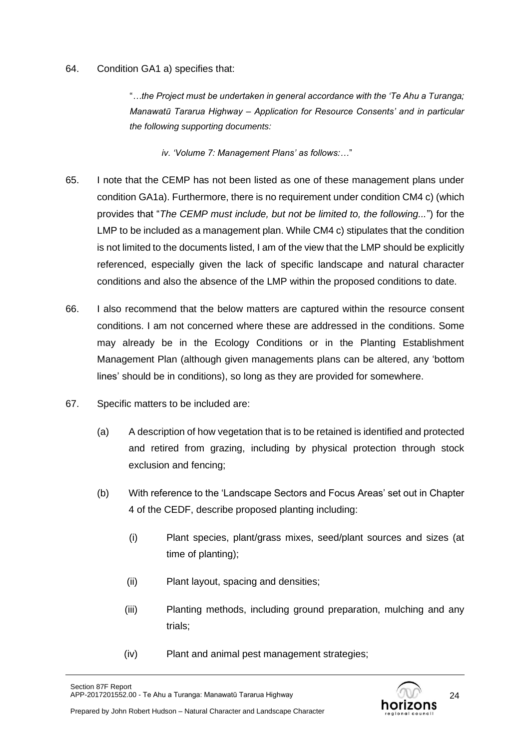64. Condition GA1 a) specifies that:

> "*…the Project must be undertaken in general accordance with the 'Te Ahu a Turanga; Manawatū Tararua Highway – Application for Resource Consents' and in particular the following supporting documents:*
>
> *iv. 'Volume 7: Management Plans' as follows:…*"

65. I note that the CEMP has not been listed as one of these management plans under condition GA1a). Furthermore, there is no requirement under condition CM4 c) (which provides that "*The CEMP must include, but not be limited to, the following...*") for the LMP to be included as a management plan. While CM4 c) stipulates that the condition is not limited to the documents listed, I am of the view that the LMP should be explicitly referenced, especially given the lack of specific landscape and natural character conditions and also the absence of the LMP within the proposed conditions to date.

66. I also recommend that the below matters are captured within the resource consent conditions. I am not concerned where these are addressed in the conditions. Some may already be in the Ecology Conditions or in the Planting Establishment Management Plan (although given managements plans can be altered, any 'bottom lines' should be in conditions), so long as they are provided for somewhere.

67. Specific matters to be included are:

    (a) A description of how vegetation that is to be retained is identified and protected and retired from grazing, including by physical protection through stock exclusion and fencing;

    (b) With reference to the 'Landscape Sectors and Focus Areas' set out in Chapter 4 of the CEDF, describe proposed planting including:

        (i) Plant species, plant/grass mixes, seed/plant sources and sizes (at time of planting);

        (ii) Plant layout, spacing and densities;

        (iii) Planting methods, including ground preparation, mulching and any trials;

        (iv) Plant and animal pest management strategies;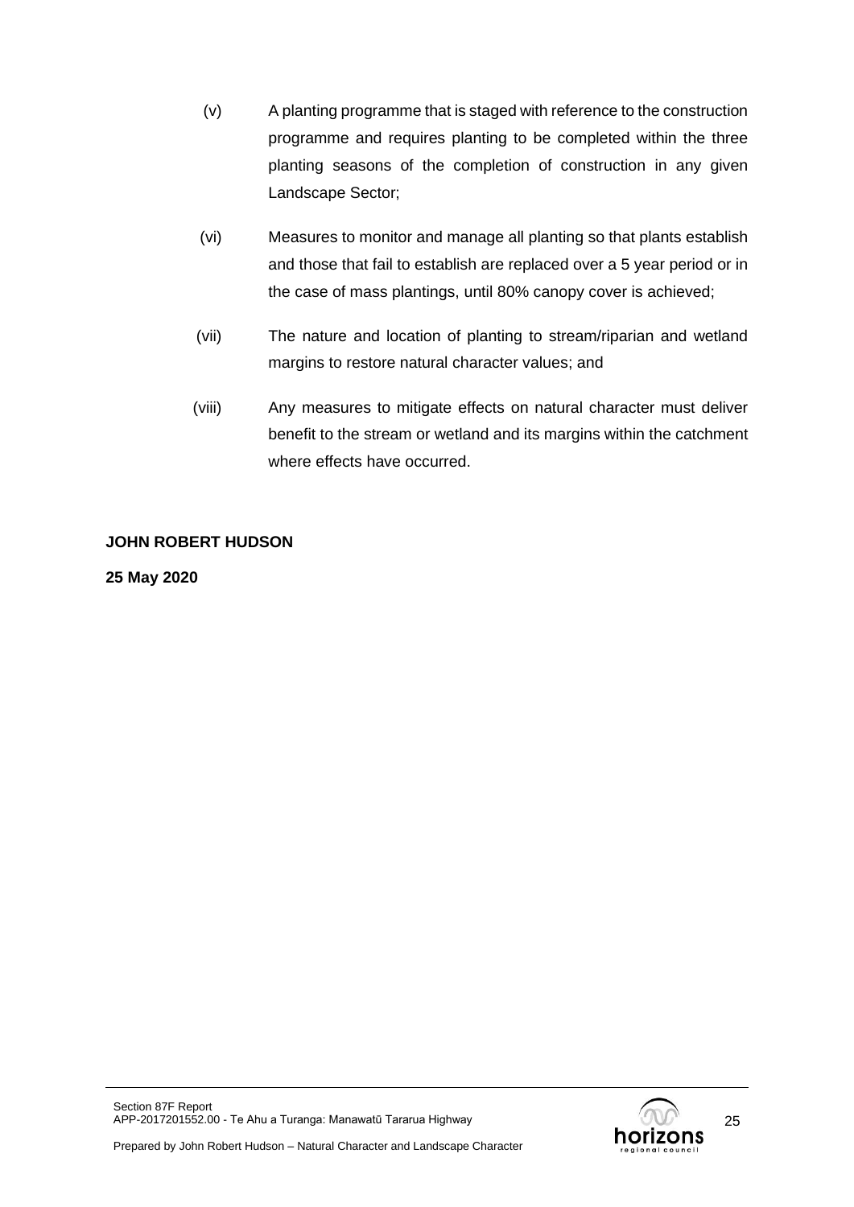(v) A planting programme that is staged with reference to the construction programme and requires planting to be completed within the three planting seasons of the completion of construction in any given Landscape Sector;

(vi) Measures to monitor and manage all planting so that plants establish and those that fail to establish are replaced over a 5 year period or in the case of mass plantings, until 80% canopy cover is achieved;

(vii) The nature and location of planting to stream/riparian and wetland margins to restore natural character values; and

(viii) Any measures to mitigate effects on natural character must deliver benefit to the stream or wetland and its margins within the catchment where effects have occurred.

**JOHN ROBERT HUDSON**

**25 May 2020**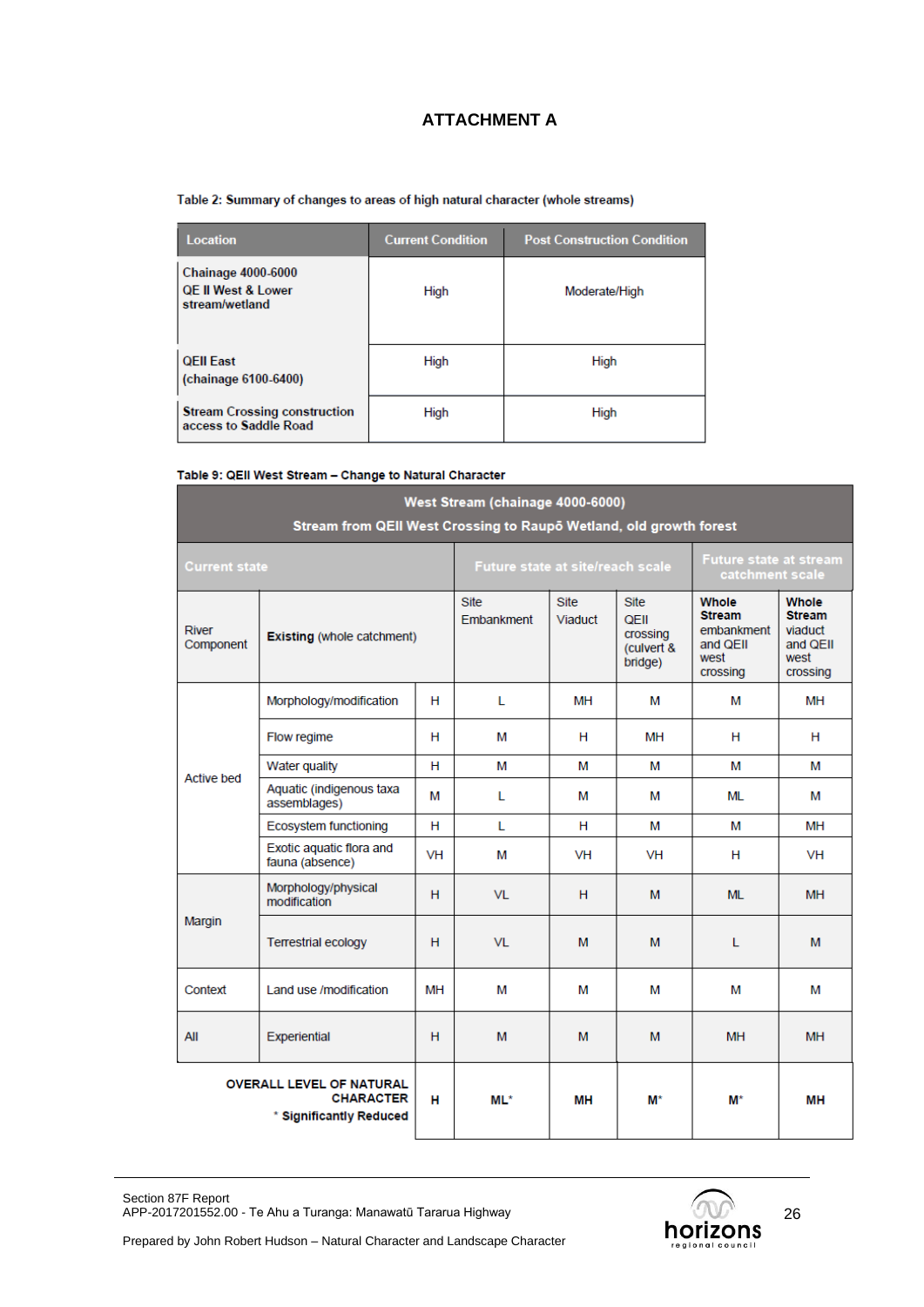# ATTACHMENT A

**Table 2: Summary of changes to areas of high natural character (whole streams)**

| Location | Current Condition | Post Construction Condition |
|---|---|---|
| **Chainage 4000-6000 QE II West & Lower stream/wetland** | High | Moderate/High |
| **QEII East (chainage 6100-6400)** | High | High |
| **Stream Crossing construction access to Saddle Road** | High | High |

**Table 9: QEII West Stream – Change to Natural Character**

| West Stream (chainage 4000-6000) Stream from QEII West Crossing to Raupō Wetland, old growth forest | | | | | | | |
|---|---|---|---|---|---|---|---|
| **Current state** | | | **Future state at site/reach scale** | | | **Future state at stream catchment scale** | |
| River Component | **Existing** (whole catchment) | | Site Embankment | Site Viaduct | Site QEII crossing (culvert & bridge) | **Whole Stream** embankment and QEII west crossing | **Whole Stream** viaduct and QEII west crossing |
| Active bed | Morphology/modification | H | L | MH | M | M | MH |
| | Flow regime | H | M | H | MH | H | H |
| | Water quality | H | M | M | M | M | M |
| | Aquatic (indigenous taxa assemblages) | M | L | M | M | ML | M |
| | Ecosystem functioning | H | L | H | M | M | MH |
| | Exotic aquatic flora and fauna (absence) | VH | M | VH | VH | H | VH |
| Margin | Morphology/physical modification | H | VL | H | M | ML | MH |
| | Terrestrial ecology | H | VL | M | M | L | M |
| Context | Land use /modification | MH | M | M | M | M | M |
| All | Experiential | H | M | M | M | MH | MH |
| **OVERALL LEVEL OF NATURAL CHARACTER** * **Significantly Reduced** | | **H** | **ML*** | **MH** | **M*** | **M*** | **MH** |

Section 87F Report
APP-2017201552.00 - Te Ahu a Turanga: Manawatū Tararua Highway

Prepared by John Robert Hudson – Natural Character and Landscape Character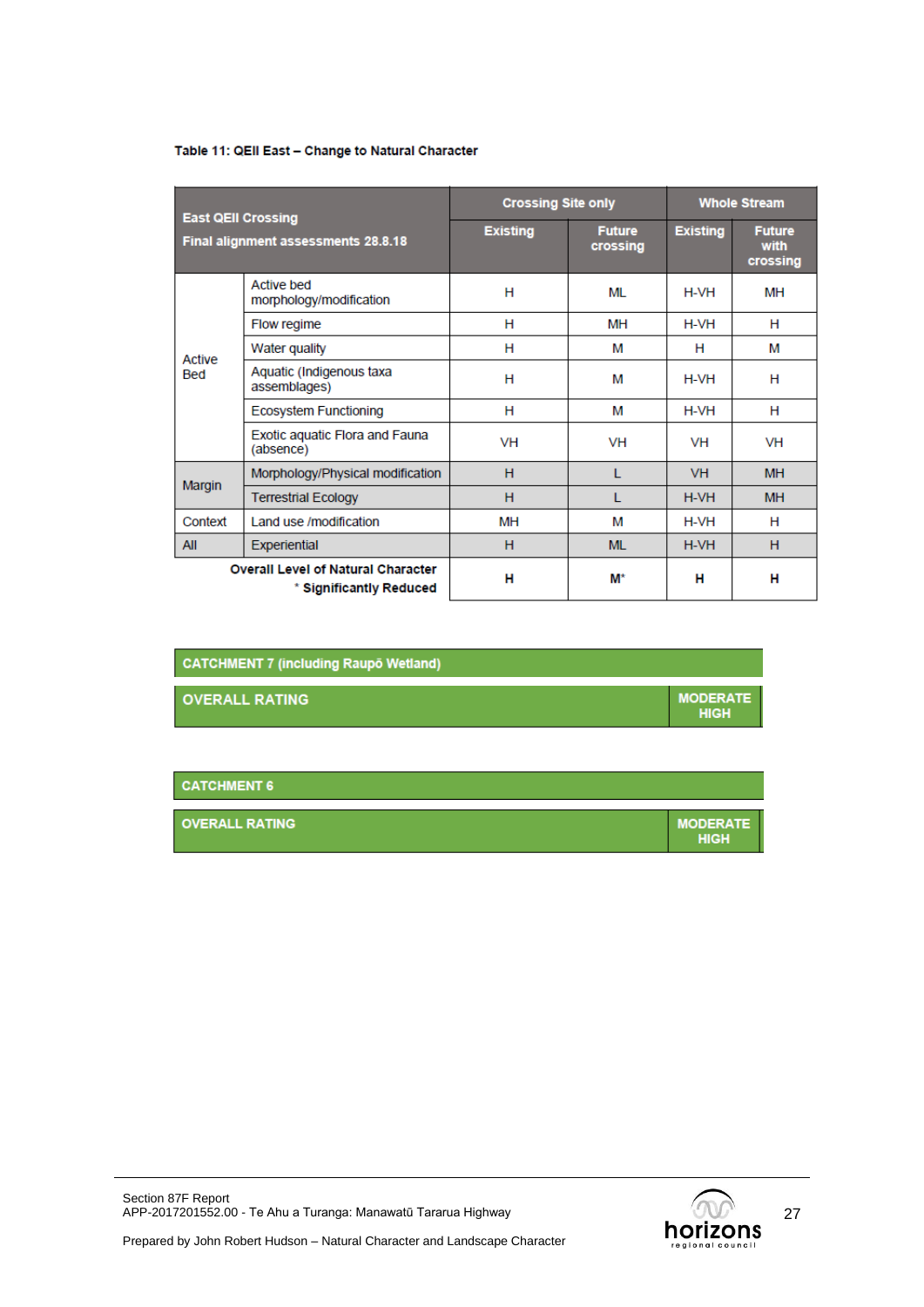**Table 11: QEII East – Change to Natural Character**

| East QEII Crossing Final alignment assessments 28.8.18 | | Crossing Site only | | Whole Stream | |
|---|---|---|---|---|---|
| | | Existing | Future crossing | Existing | Future with crossing |
| Active Bed | Active bed morphology/modification | H | ML | H-VH | MH |
| | Flow regime | H | MH | H-VH | H |
| | Water quality | H | M | H | M |
| | Aquatic (Indigenous taxa assemblages) | H | M | H-VH | H |
| | Ecosystem Functioning | H | M | H-VH | H |
| | Exotic aquatic Flora and Fauna (absence) | VH | VH | VH | VH |
| Margin | Morphology/Physical modification | H | L | VH | MH |
| | Terrestrial Ecology | H | L | H-VH | MH |
| Context | Land use /modification | MH | M | H-VH | H |
| All | Experiential | H | ML | H-VH | H |
| **Overall Level of Natural Character** <br> **\* Significantly Reduced** | | **H** | **M\*** | **H** | **H** |

| **CATCHMENT 7 (including Raupō Wetland)** | |
|---|---|
| **OVERALL RATING** | **MODERATE HIGH** |

| **CATCHMENT 6** | |
|---|---|
| **OVERALL RATING** | **MODERATE HIGH** |